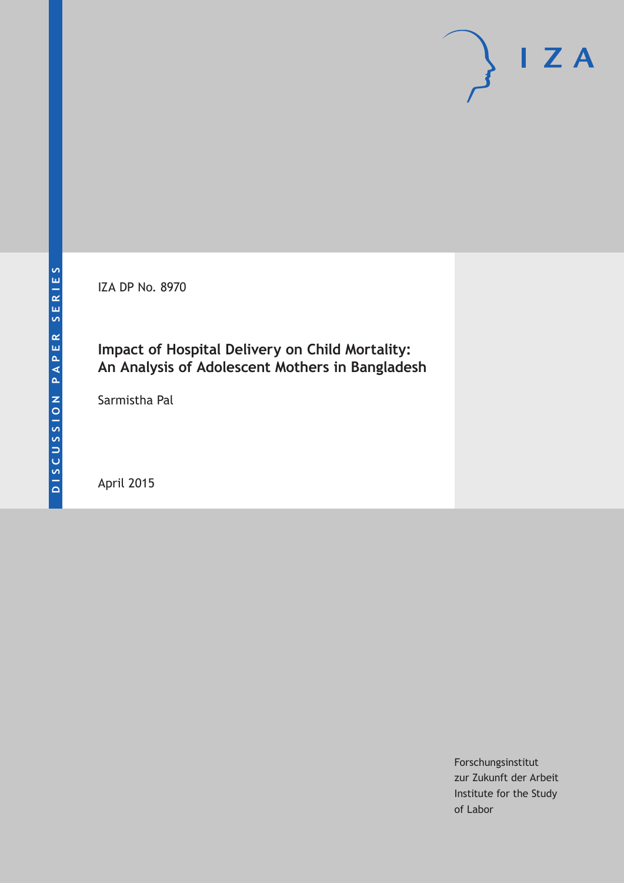IZA DP No. 8970

# Impact of Hospital Delivery on Child Mortality: An Analysis of Adolescent Mothers in Bangladesh

Sarmistha Pal

April 2015

Forschungsinstitut
zur Zukunft der Arbeit
Institute for the Study
of Labor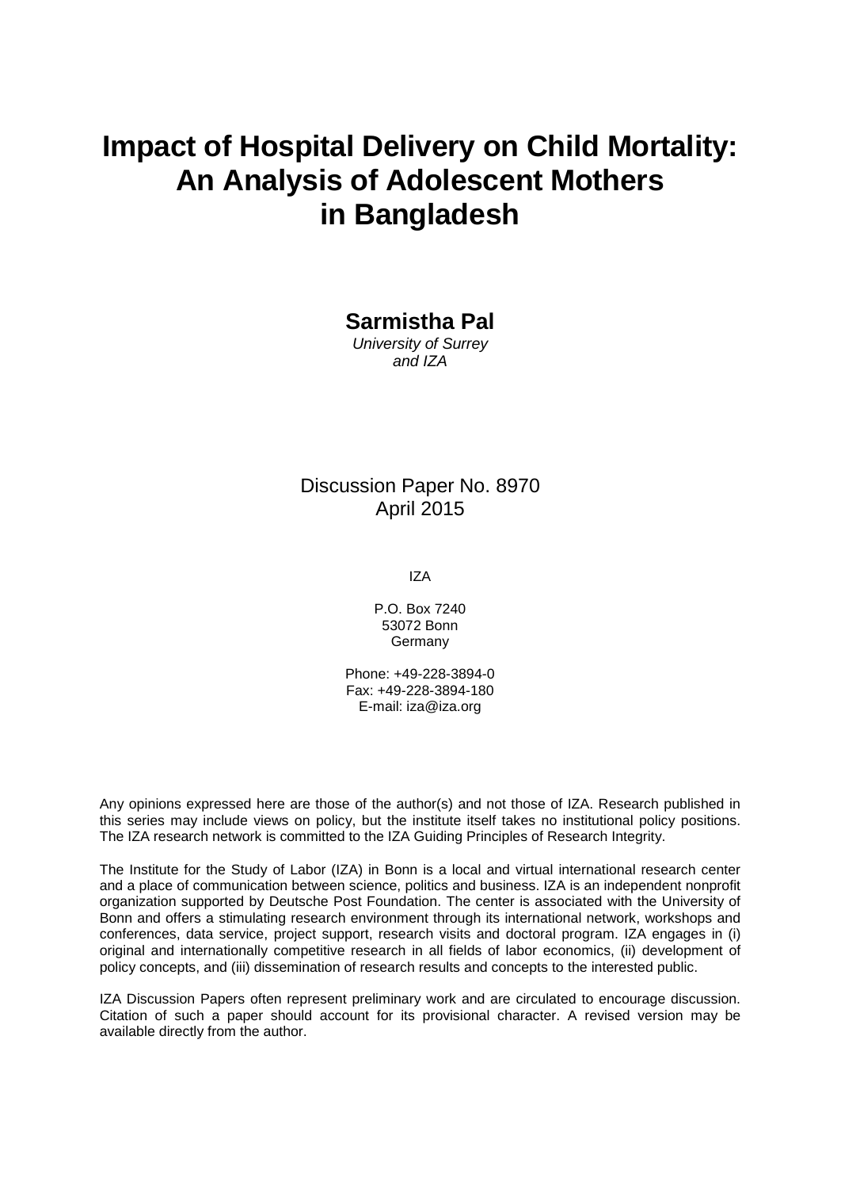# Impact of Hospital Delivery on Child Mortality: An Analysis of Adolescent Mothers in Bangladesh

**Sarmistha Pal**

*University of Surrey and IZA*

Discussion Paper No. 8970
April 2015

IZA

P.O. Box 7240
53072 Bonn
Germany

Phone: +49-228-3894-0
Fax: +49-228-3894-180
E-mail: iza@iza.org

Any opinions expressed here are those of the author(s) and not those of IZA. Research published in this series may include views on policy, but the institute itself takes no institutional policy positions. The IZA research network is committed to the IZA Guiding Principles of Research Integrity.

The Institute for the Study of Labor (IZA) in Bonn is a local and virtual international research center and a place of communication between science, politics and business. IZA is an independent nonprofit organization supported by Deutsche Post Foundation. The center is associated with the University of Bonn and offers a stimulating research environment through its international network, workshops and conferences, data service, project support, research visits and doctoral program. IZA engages in (i) original and internationally competitive research in all fields of labor economics, (ii) development of policy concepts, and (iii) dissemination of research results and concepts to the interested public.

IZA Discussion Papers often represent preliminary work and are circulated to encourage discussion. Citation of such a paper should account for its provisional character. A revised version may be available directly from the author.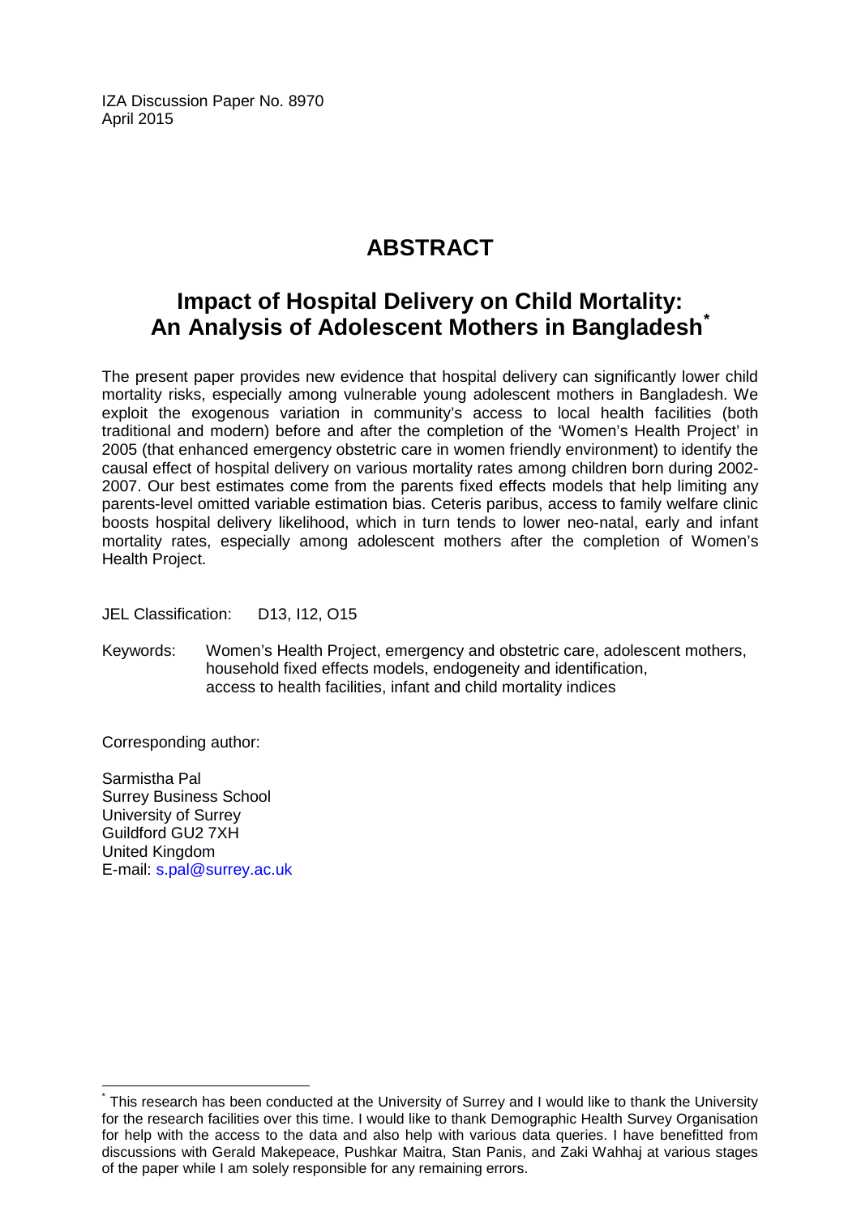IZA Discussion Paper No. 8970
April 2015

# ABSTRACT

## Impact of Hospital Delivery on Child Mortality: An Analysis of Adolescent Mothers in Bangladesh[*]

The present paper provides new evidence that hospital delivery can significantly lower child mortality risks, especially among vulnerable young adolescent mothers in Bangladesh. We exploit the exogenous variation in community's access to local health facilities (both traditional and modern) before and after the completion of the 'Women's Health Project' in 2005 (that enhanced emergency obstetric care in women friendly environment) to identify the causal effect of hospital delivery on various mortality rates among children born during 2002-2007. Our best estimates come from the parents fixed effects models that help limiting any parents-level omitted variable estimation bias. Ceteris paribus, access to family welfare clinic boosts hospital delivery likelihood, which in turn tends to lower neo-natal, early and infant mortality rates, especially among adolescent mothers after the completion of Women's Health Project.

JEL Classification: D13, I12, O15

Keywords: Women's Health Project, emergency and obstetric care, adolescent mothers, household fixed effects models, endogeneity and identification, access to health facilities, infant and child mortality indices

Corresponding author:

Sarmistha Pal
Surrey Business School
University of Surrey
Guildford GU2 7XH
United Kingdom
E-mail: s.pal@surrey.ac.uk

[*] This research has been conducted at the University of Surrey and I would like to thank the University for the research facilities over this time. I would like to thank Demographic Health Survey Organisation for help with the access to the data and also help with various data queries. I have benefitted from discussions with Gerald Makepeace, Pushkar Maitra, Stan Panis, and Zaki Wahhaj at various stages of the paper while I am solely responsible for any remaining errors.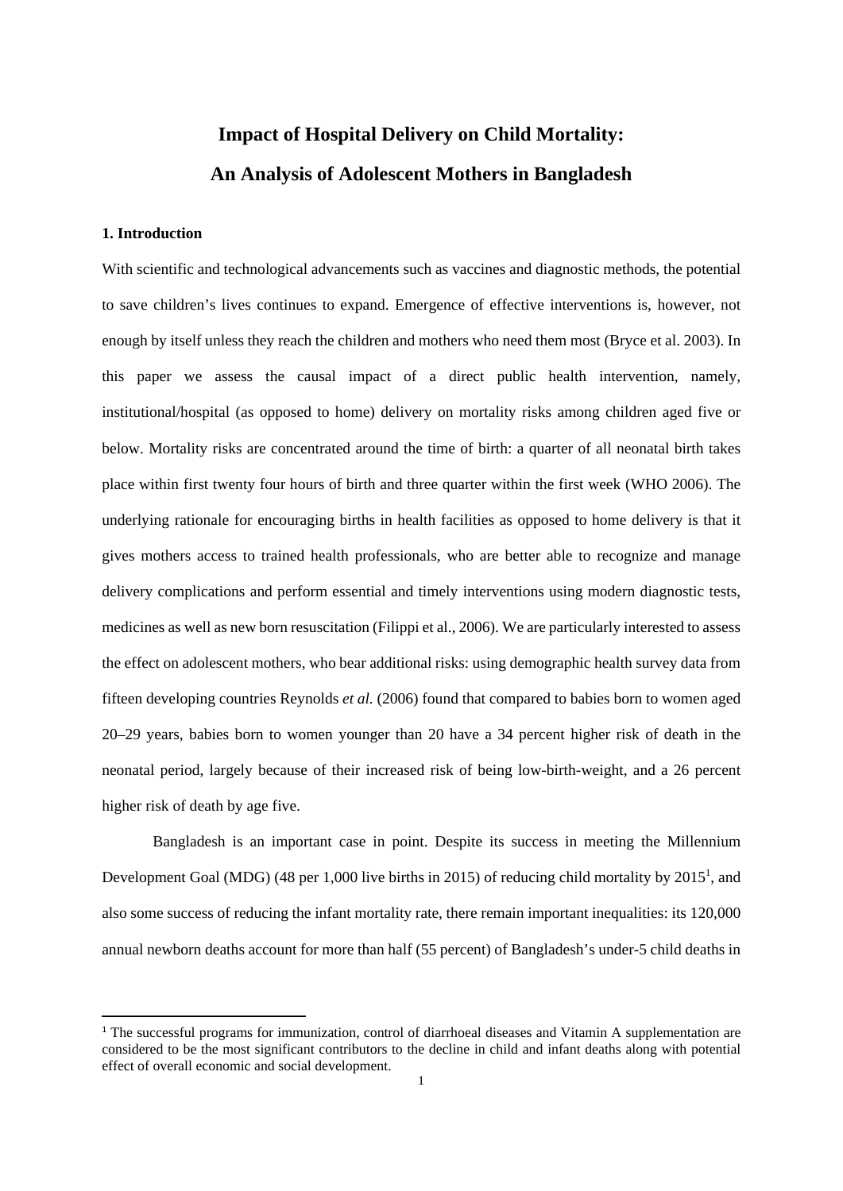# Impact of Hospital Delivery on Child Mortality: An Analysis of Adolescent Mothers in Bangladesh

## 1. Introduction

With scientific and technological advancements such as vaccines and diagnostic methods, the potential to save children's lives continues to expand. Emergence of effective interventions is, however, not enough by itself unless they reach the children and mothers who need them most (Bryce et al. 2003). In this paper we assess the causal impact of a direct public health intervention, namely, institutional/hospital (as opposed to home) delivery on mortality risks among children aged five or below. Mortality risks are concentrated around the time of birth: a quarter of all neonatal birth takes place within first twenty four hours of birth and three quarter within the first week (WHO 2006). The underlying rationale for encouraging births in health facilities as opposed to home delivery is that it gives mothers access to trained health professionals, who are better able to recognize and manage delivery complications and perform essential and timely interventions using modern diagnostic tests, medicines as well as new born resuscitation (Filippi et al., 2006). We are particularly interested to assess the effect on adolescent mothers, who bear additional risks: using demographic health survey data from fifteen developing countries Reynolds *et al.* (2006) found that compared to babies born to women aged 20–29 years, babies born to women younger than 20 have a 34 percent higher risk of death in the neonatal period, largely because of their increased risk of being low-birth-weight, and a 26 percent higher risk of death by age five.

Bangladesh is an important case in point. Despite its success in meeting the Millennium Development Goal (MDG) (48 per 1,000 live births in 2015) of reducing child mortality by 2015[1], and also some success of reducing the infant mortality rate, there remain important inequalities: its 120,000 annual newborn deaths account for more than half (55 percent) of Bangladesh's under-5 child deaths in

[1] The successful programs for immunization, control of diarrhoeal diseases and Vitamin A supplementation are considered to be the most significant contributors to the decline in child and infant deaths along with potential effect of overall economic and social development.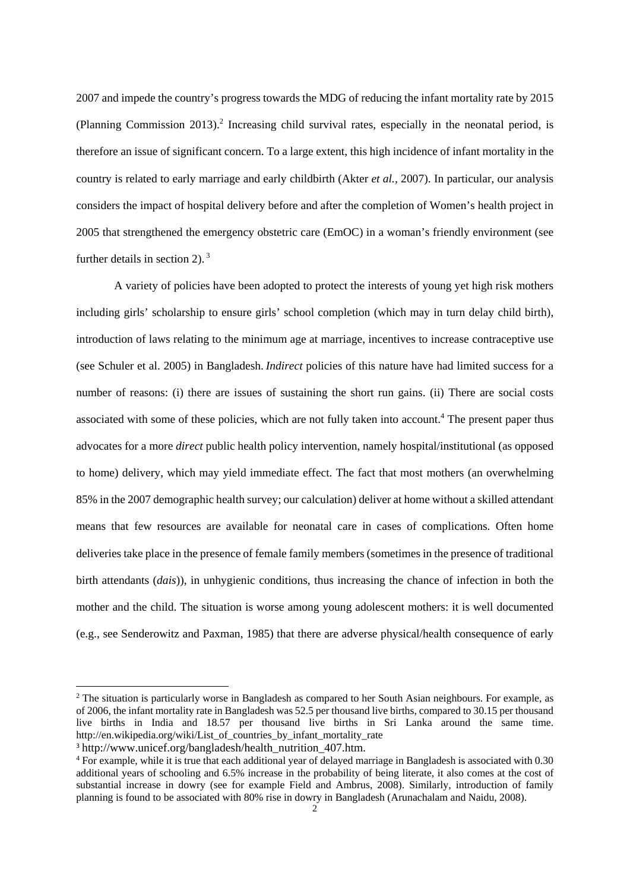2007 and impede the country's progress towards the MDG of reducing the infant mortality rate by 2015 (Planning Commission 2013).[2] Increasing child survival rates, especially in the neonatal period, is therefore an issue of significant concern. To a large extent, this high incidence of infant mortality in the country is related to early marriage and early childbirth (Akter *et al.*, 2007). In particular, our analysis considers the impact of hospital delivery before and after the completion of Women's health project in 2005 that strengthened the emergency obstetric care (EmOC) in a woman's friendly environment (see further details in section 2).[3]

A variety of policies have been adopted to protect the interests of young yet high risk mothers including girls' scholarship to ensure girls' school completion (which may in turn delay child birth), introduction of laws relating to the minimum age at marriage, incentives to increase contraceptive use (see Schuler et al. 2005) in Bangladesh. *Indirect* policies of this nature have had limited success for a number of reasons: (i) there are issues of sustaining the short run gains. (ii) There are social costs associated with some of these policies, which are not fully taken into account.[4] The present paper thus advocates for a more *direct* public health policy intervention, namely hospital/institutional (as opposed to home) delivery, which may yield immediate effect. The fact that most mothers (an overwhelming 85% in the 2007 demographic health survey; our calculation) deliver at home without a skilled attendant means that few resources are available for neonatal care in cases of complications. Often home deliveries take place in the presence of female family members (sometimes in the presence of traditional birth attendants (*dais*)), in unhygienic conditions, thus increasing the chance of infection in both the mother and the child. The situation is worse among young adolescent mothers: it is well documented (e.g., see Senderowitz and Paxman, 1985) that there are adverse physical/health consequence of early

---

[2] The situation is particularly worse in Bangladesh as compared to her South Asian neighbours. For example, as of 2006, the infant mortality rate in Bangladesh was 52.5 per thousand live births, compared to 30.15 per thousand live births in India and 18.57 per thousand live births in Sri Lanka around the same time. http://en.wikipedia.org/wiki/List_of_countries_by_infant_mortality_rate

[3] http://www.unicef.org/bangladesh/health_nutrition_407.htm.

[4] For example, while it is true that each additional year of delayed marriage in Bangladesh is associated with 0.30 additional years of schooling and 6.5% increase in the probability of being literate, it also comes at the cost of substantial increase in dowry (see for example Field and Ambrus, 2008). Similarly, introduction of family planning is found to be associated with 80% rise in dowry in Bangladesh (Arunachalam and Naidu, 2008).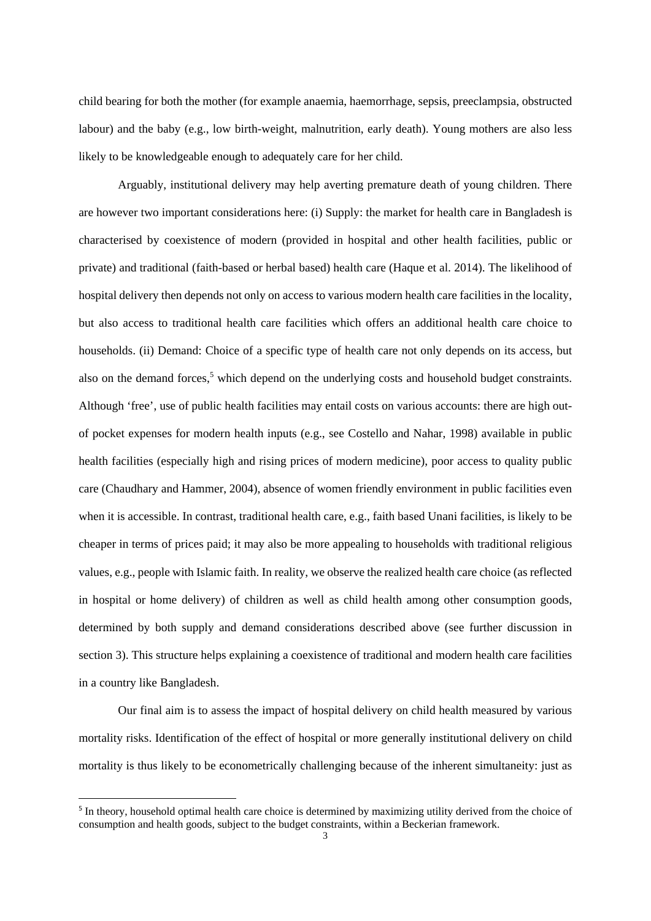child bearing for both the mother (for example anaemia, haemorrhage, sepsis, preeclampsia, obstructed labour) and the baby (e.g., low birth-weight, malnutrition, early death). Young mothers are also less likely to be knowledgeable enough to adequately care for her child.

Arguably, institutional delivery may help averting premature death of young children. There are however two important considerations here: (i) Supply: the market for health care in Bangladesh is characterised by coexistence of modern (provided in hospital and other health facilities, public or private) and traditional (faith-based or herbal based) health care (Haque et al. 2014). The likelihood of hospital delivery then depends not only on access to various modern health care facilities in the locality, but also access to traditional health care facilities which offers an additional health care choice to households. (ii) Demand: Choice of a specific type of health care not only depends on its access, but also on the demand forces,[5] which depend on the underlying costs and household budget constraints. Although 'free', use of public health facilities may entail costs on various accounts: there are high out-of pocket expenses for modern health inputs (e.g., see Costello and Nahar, 1998) available in public health facilities (especially high and rising prices of modern medicine), poor access to quality public care (Chaudhary and Hammer, 2004), absence of women friendly environment in public facilities even when it is accessible. In contrast, traditional health care, e.g., faith based Unani facilities, is likely to be cheaper in terms of prices paid; it may also be more appealing to households with traditional religious values, e.g., people with Islamic faith. In reality, we observe the realized health care choice (as reflected in hospital or home delivery) of children as well as child health among other consumption goods, determined by both supply and demand considerations described above (see further discussion in section 3). This structure helps explaining a coexistence of traditional and modern health care facilities in a country like Bangladesh.

Our final aim is to assess the impact of hospital delivery on child health measured by various mortality risks. Identification of the effect of hospital or more generally institutional delivery on child mortality is thus likely to be econometrically challenging because of the inherent simultaneity: just as

[5] In theory, household optimal health care choice is determined by maximizing utility derived from the choice of consumption and health goods, subject to the budget constraints, within a Beckerian framework.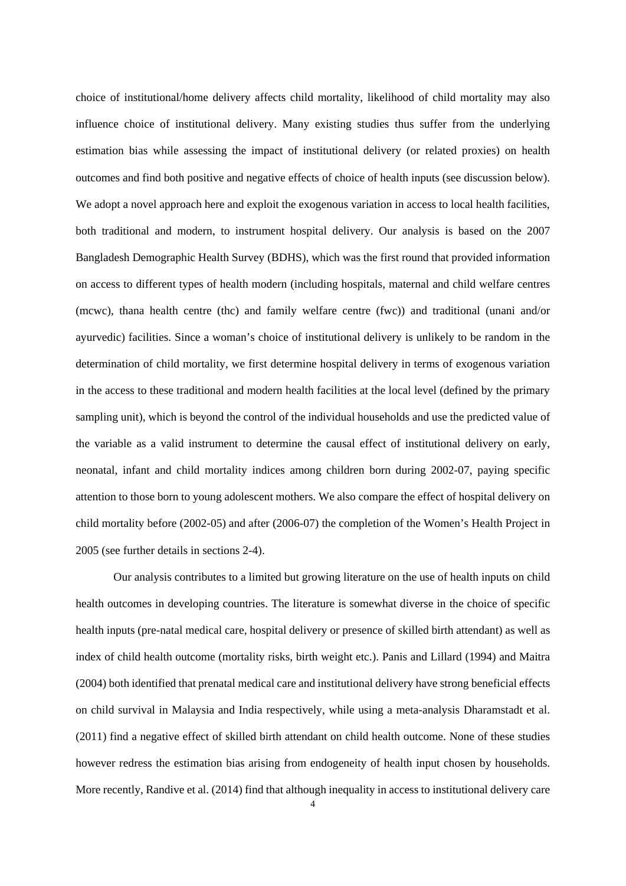choice of institutional/home delivery affects child mortality, likelihood of child mortality may also influence choice of institutional delivery. Many existing studies thus suffer from the underlying estimation bias while assessing the impact of institutional delivery (or related proxies) on health outcomes and find both positive and negative effects of choice of health inputs (see discussion below). We adopt a novel approach here and exploit the exogenous variation in access to local health facilities, both traditional and modern, to instrument hospital delivery. Our analysis is based on the 2007 Bangladesh Demographic Health Survey (BDHS), which was the first round that provided information on access to different types of health modern (including hospitals, maternal and child welfare centres (mcwc), thana health centre (thc) and family welfare centre (fwc)) and traditional (unani and/or ayurvedic) facilities. Since a woman's choice of institutional delivery is unlikely to be random in the determination of child mortality, we first determine hospital delivery in terms of exogenous variation in the access to these traditional and modern health facilities at the local level (defined by the primary sampling unit), which is beyond the control of the individual households and use the predicted value of the variable as a valid instrument to determine the causal effect of institutional delivery on early, neonatal, infant and child mortality indices among children born during 2002-07, paying specific attention to those born to young adolescent mothers. We also compare the effect of hospital delivery on child mortality before (2002-05) and after (2006-07) the completion of the Women's Health Project in 2005 (see further details in sections 2-4).

Our analysis contributes to a limited but growing literature on the use of health inputs on child health outcomes in developing countries. The literature is somewhat diverse in the choice of specific health inputs (pre-natal medical care, hospital delivery or presence of skilled birth attendant) as well as index of child health outcome (mortality risks, birth weight etc.). Panis and Lillard (1994) and Maitra (2004) both identified that prenatal medical care and institutional delivery have strong beneficial effects on child survival in Malaysia and India respectively, while using a meta-analysis Dharamstadt et al. (2011) find a negative effect of skilled birth attendant on child health outcome. None of these studies however redress the estimation bias arising from endogeneity of health input chosen by households. More recently, Randive et al. (2014) find that although inequality in access to institutional delivery care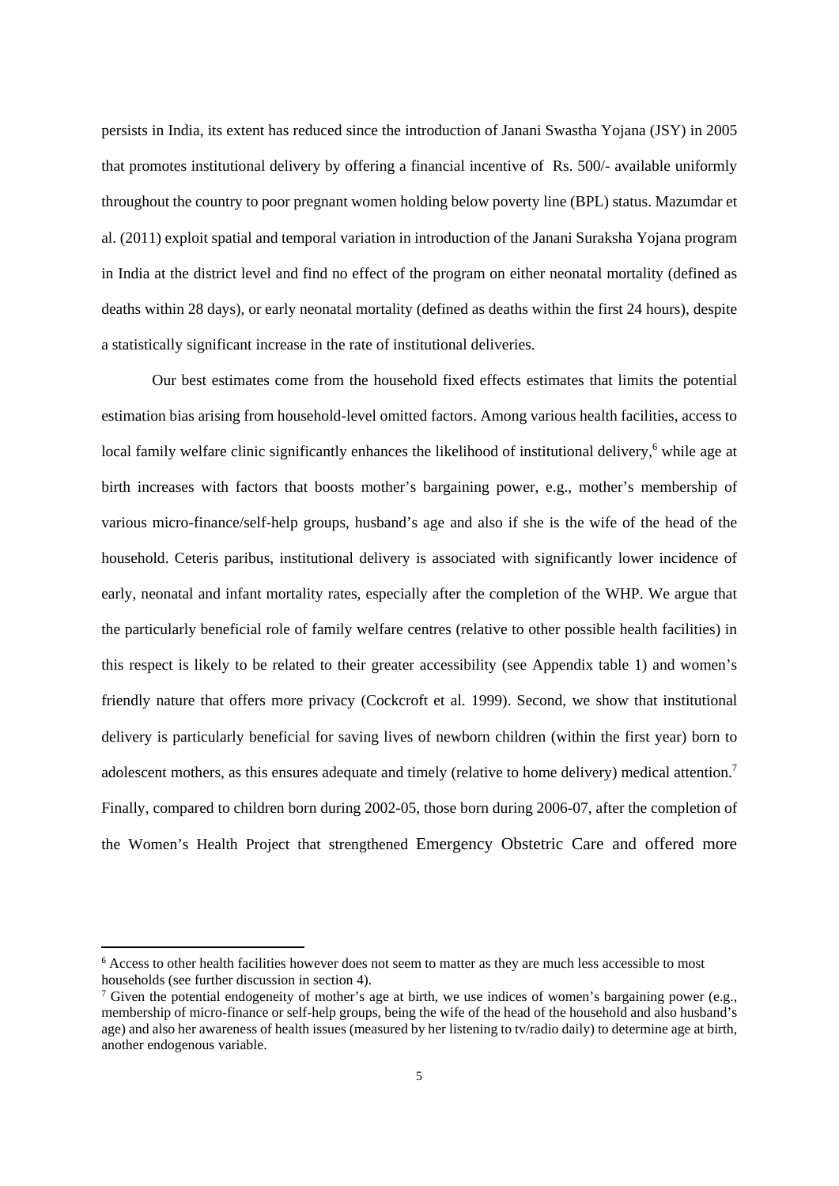persists in India, its extent has reduced since the introduction of Janani Swastha Yojana (JSY) in 2005 that promotes institutional delivery by offering a financial incentive of Rs. 500/- available uniformly throughout the country to poor pregnant women holding below poverty line (BPL) status. Mazumdar et al. (2011) exploit spatial and temporal variation in introduction of the Janani Suraksha Yojana program in India at the district level and find no effect of the program on either neonatal mortality (defined as deaths within 28 days), or early neonatal mortality (defined as deaths within the first 24 hours), despite a statistically significant increase in the rate of institutional deliveries.

Our best estimates come from the household fixed effects estimates that limits the potential estimation bias arising from household-level omitted factors. Among various health facilities, access to local family welfare clinic significantly enhances the likelihood of institutional delivery,[6] while age at birth increases with factors that boosts mother's bargaining power, e.g., mother's membership of various micro-finance/self-help groups, husband's age and also if she is the wife of the head of the household. Ceteris paribus, institutional delivery is associated with significantly lower incidence of early, neonatal and infant mortality rates, especially after the completion of the WHP. We argue that the particularly beneficial role of family welfare centres (relative to other possible health facilities) in this respect is likely to be related to their greater accessibility (see Appendix table 1) and women's friendly nature that offers more privacy (Cockcroft et al. 1999). Second, we show that institutional delivery is particularly beneficial for saving lives of newborn children (within the first year) born to adolescent mothers, as this ensures adequate and timely (relative to home delivery) medical attention.[7] Finally, compared to children born during 2002-05, those born during 2006-07, after the completion of the Women's Health Project that strengthened Emergency Obstetric Care and offered more

[6] Access to other health facilities however does not seem to matter as they are much less accessible to most households (see further discussion in section 4).

[7] Given the potential endogeneity of mother's age at birth, we use indices of women's bargaining power (e.g., membership of micro-finance or self-help groups, being the wife of the head of the household and also husband's age) and also her awareness of health issues (measured by her listening to tv/radio daily) to determine age at birth, another endogenous variable.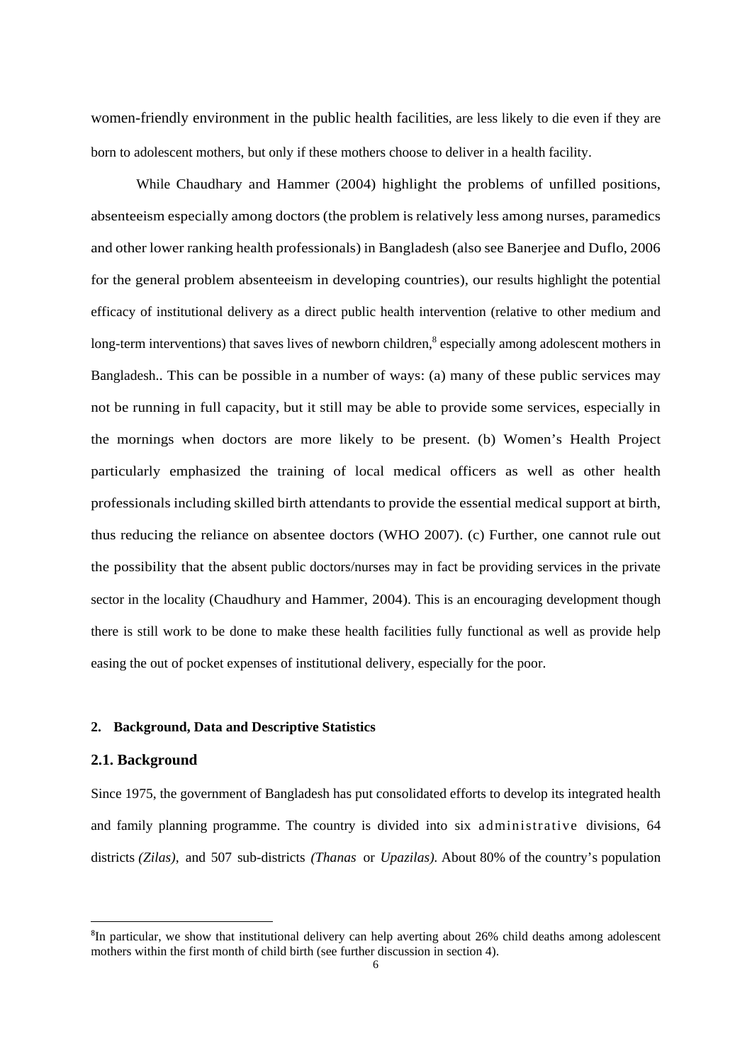women-friendly environment in the public health facilities, are less likely to die even if they are born to adolescent mothers, but only if these mothers choose to deliver in a health facility.

While Chaudhary and Hammer (2004) highlight the problems of unfilled positions, absenteeism especially among doctors (the problem is relatively less among nurses, paramedics and other lower ranking health professionals) in Bangladesh (also see Banerjee and Duflo, 2006 for the general problem absenteeism in developing countries), our results highlight the potential efficacy of institutional delivery as a direct public health intervention (relative to other medium and long-term interventions) that saves lives of newborn children,[8] especially among adolescent mothers in Bangladesh.. This can be possible in a number of ways: (a) many of these public services may not be running in full capacity, but it still may be able to provide some services, especially in the mornings when doctors are more likely to be present. (b) Women's Health Project particularly emphasized the training of local medical officers as well as other health professionals including skilled birth attendants to provide the essential medical support at birth, thus reducing the reliance on absentee doctors (WHO 2007). (c) Further, one cannot rule out the possibility that the absent public doctors/nurses may in fact be providing services in the private sector in the locality (Chaudhury and Hammer, 2004). This is an encouraging development though there is still work to be done to make these health facilities fully functional as well as provide help easing the out of pocket expenses of institutional delivery, especially for the poor.

## 2. Background, Data and Descriptive Statistics

### 2.1. Background

Since 1975, the government of Bangladesh has put consolidated efforts to develop its integrated health and family planning programme. The country is divided into six administrative divisions, 64 districts *(Zilas)*, and 507 sub-districts *(Thanas* or *Upazilas)*. About 80% of the country's population

[8]In particular, we show that institutional delivery can help averting about 26% child deaths among adolescent mothers within the first month of child birth (see further discussion in section 4).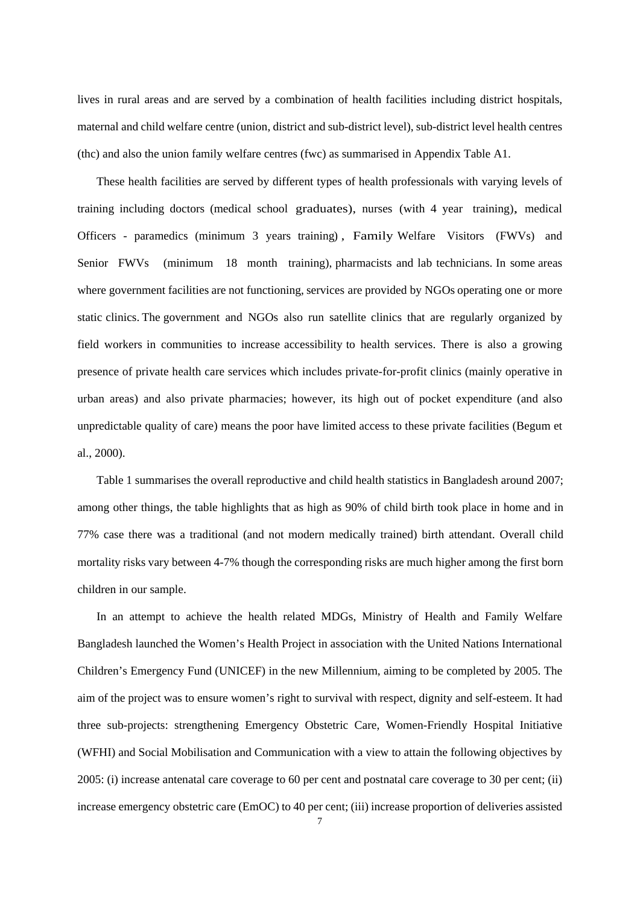lives in rural areas and are served by a combination of health facilities including district hospitals, maternal and child welfare centre (union, district and sub-district level), sub-district level health centres (thc) and also the union family welfare centres (fwc) as summarised in Appendix Table A1.

These health facilities are served by different types of health professionals with varying levels of training including doctors (medical school graduates), nurses (with 4 year training), medical Officers - paramedics (minimum 3 years training) , Family Welfare Visitors (FWVs) and Senior FWVs (minimum 18 month training), pharmacists and lab technicians. In some areas where government facilities are not functioning, services are provided by NGOs operating one or more static clinics. The government and NGOs also run satellite clinics that are regularly organized by field workers in communities to increase accessibility to health services. There is also a growing presence of private health care services which includes private-for-profit clinics (mainly operative in urban areas) and also private pharmacies; however, its high out of pocket expenditure (and also unpredictable quality of care) means the poor have limited access to these private facilities (Begum et al., 2000).

Table 1 summarises the overall reproductive and child health statistics in Bangladesh around 2007; among other things, the table highlights that as high as 90% of child birth took place in home and in 77% case there was a traditional (and not modern medically trained) birth attendant. Overall child mortality risks vary between 4-7% though the corresponding risks are much higher among the first born children in our sample.

In an attempt to achieve the health related MDGs, Ministry of Health and Family Welfare Bangladesh launched the Women's Health Project in association with the United Nations International Children's Emergency Fund (UNICEF) in the new Millennium, aiming to be completed by 2005. The aim of the project was to ensure women's right to survival with respect, dignity and self-esteem. It had three sub-projects: strengthening Emergency Obstetric Care, Women-Friendly Hospital Initiative (WFHI) and Social Mobilisation and Communication with a view to attain the following objectives by 2005: (i) increase antenatal care coverage to 60 per cent and postnatal care coverage to 30 per cent; (ii) increase emergency obstetric care (EmOC) to 40 per cent; (iii) increase proportion of deliveries assisted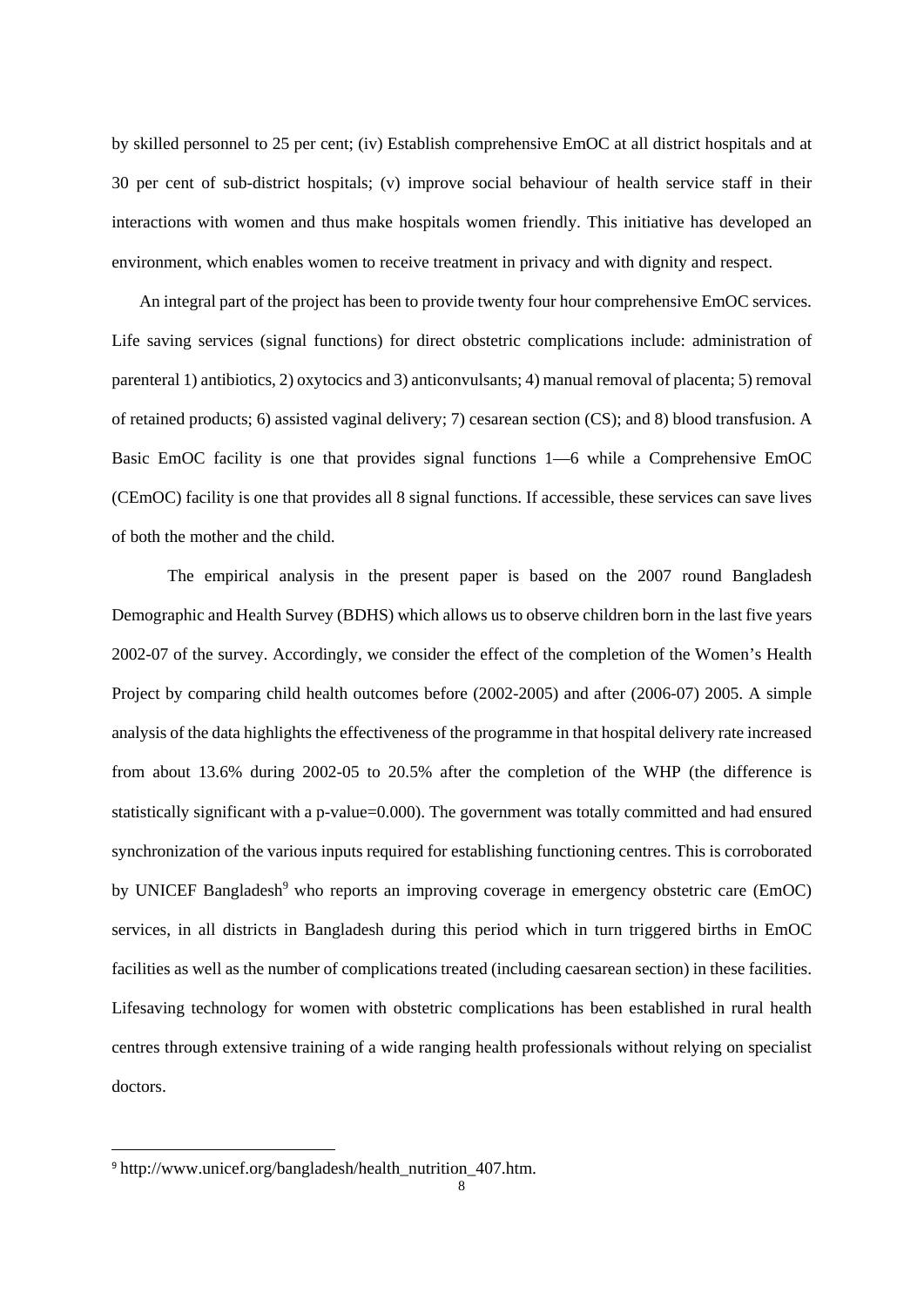by skilled personnel to 25 per cent; (iv) Establish comprehensive EmOC at all district hospitals and at 30 per cent of sub-district hospitals; (v) improve social behaviour of health service staff in their interactions with women and thus make hospitals women friendly. This initiative has developed an environment, which enables women to receive treatment in privacy and with dignity and respect.

An integral part of the project has been to provide twenty four hour comprehensive EmOC services. Life saving services (signal functions) for direct obstetric complications include: administration of parenteral 1) antibiotics, 2) oxytocics and 3) anticonvulsants; 4) manual removal of placenta; 5) removal of retained products; 6) assisted vaginal delivery; 7) cesarean section (CS); and 8) blood transfusion. A Basic EmOC facility is one that provides signal functions 1—6 while a Comprehensive EmOC (CEmOC) facility is one that provides all 8 signal functions. If accessible, these services can save lives of both the mother and the child.

The empirical analysis in the present paper is based on the 2007 round Bangladesh Demographic and Health Survey (BDHS) which allows us to observe children born in the last five years 2002-07 of the survey. Accordingly, we consider the effect of the completion of the Women's Health Project by comparing child health outcomes before (2002-2005) and after (2006-07) 2005. A simple analysis of the data highlights the effectiveness of the programme in that hospital delivery rate increased from about 13.6% during 2002-05 to 20.5% after the completion of the WHP (the difference is statistically significant with a p-value=0.000). The government was totally committed and had ensured synchronization of the various inputs required for establishing functioning centres. This is corroborated by UNICEF Bangladesh[9] who reports an improving coverage in emergency obstetric care (EmOC) services, in all districts in Bangladesh during this period which in turn triggered births in EmOC facilities as well as the number of complications treated (including caesarean section) in these facilities. Lifesaving technology for women with obstetric complications has been established in rural health centres through extensive training of a wide ranging health professionals without relying on specialist doctors.

[9] http://www.unicef.org/bangladesh/health_nutrition_407.htm.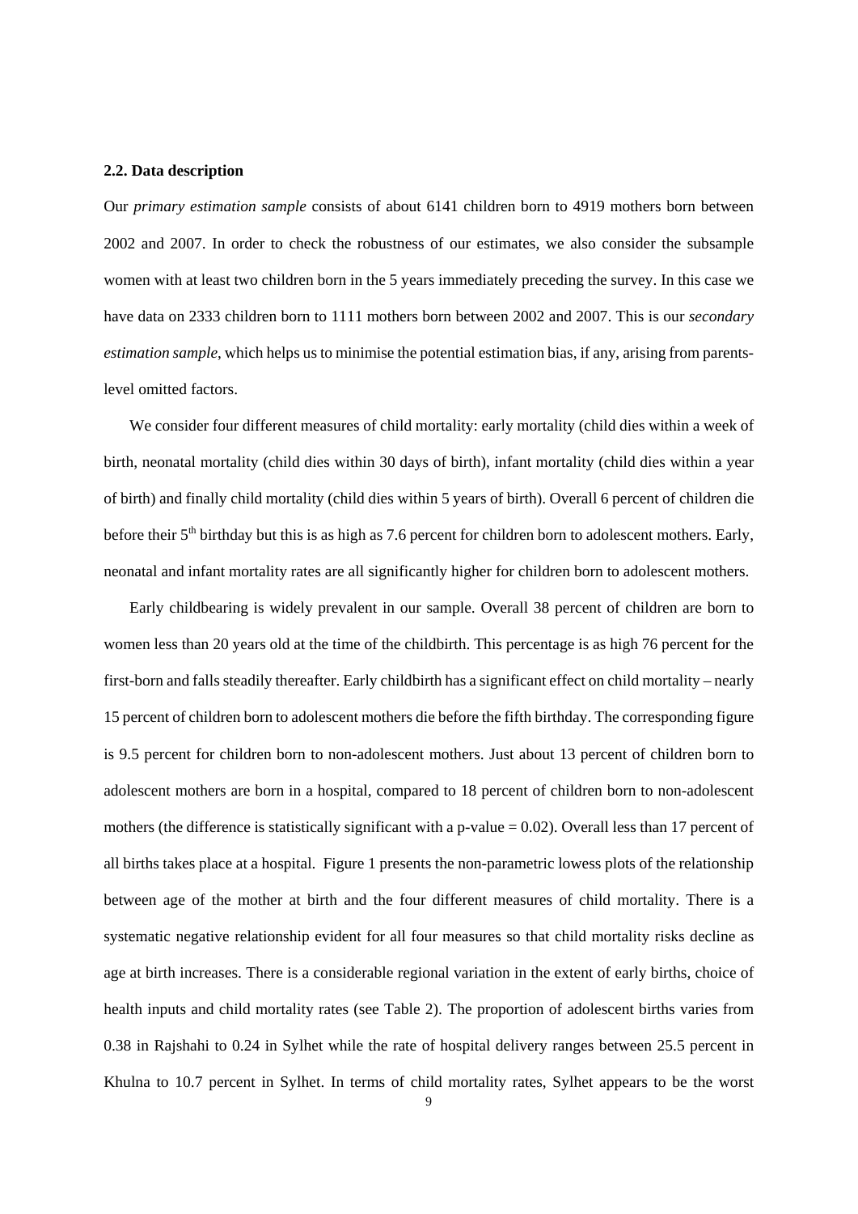### 2.2. Data description

Our *primary estimation sample* consists of about 6141 children born to 4919 mothers born between 2002 and 2007. In order to check the robustness of our estimates, we also consider the subsample women with at least two children born in the 5 years immediately preceding the survey. In this case we have data on 2333 children born to 1111 mothers born between 2002 and 2007. This is our *secondary estimation sample*, which helps us to minimise the potential estimation bias, if any, arising from parents-level omitted factors.

We consider four different measures of child mortality: early mortality (child dies within a week of birth, neonatal mortality (child dies within 30 days of birth), infant mortality (child dies within a year of birth) and finally child mortality (child dies within 5 years of birth). Overall 6 percent of children die before their 5th birthday but this is as high as 7.6 percent for children born to adolescent mothers. Early, neonatal and infant mortality rates are all significantly higher for children born to adolescent mothers.

Early childbearing is widely prevalent in our sample. Overall 38 percent of children are born to women less than 20 years old at the time of the childbirth. This percentage is as high 76 percent for the first-born and falls steadily thereafter. Early childbirth has a significant effect on child mortality – nearly 15 percent of children born to adolescent mothers die before the fifth birthday. The corresponding figure is 9.5 percent for children born to non-adolescent mothers. Just about 13 percent of children born to adolescent mothers are born in a hospital, compared to 18 percent of children born to non-adolescent mothers (the difference is statistically significant with a p-value = 0.02). Overall less than 17 percent of all births takes place at a hospital. Figure 1 presents the non-parametric lowess plots of the relationship between age of the mother at birth and the four different measures of child mortality. There is a systematic negative relationship evident for all four measures so that child mortality risks decline as age at birth increases. There is a considerable regional variation in the extent of early births, choice of health inputs and child mortality rates (see Table 2). The proportion of adolescent births varies from 0.38 in Rajshahi to 0.24 in Sylhet while the rate of hospital delivery ranges between 25.5 percent in Khulna to 10.7 percent in Sylhet. In terms of child mortality rates, Sylhet appears to be the worst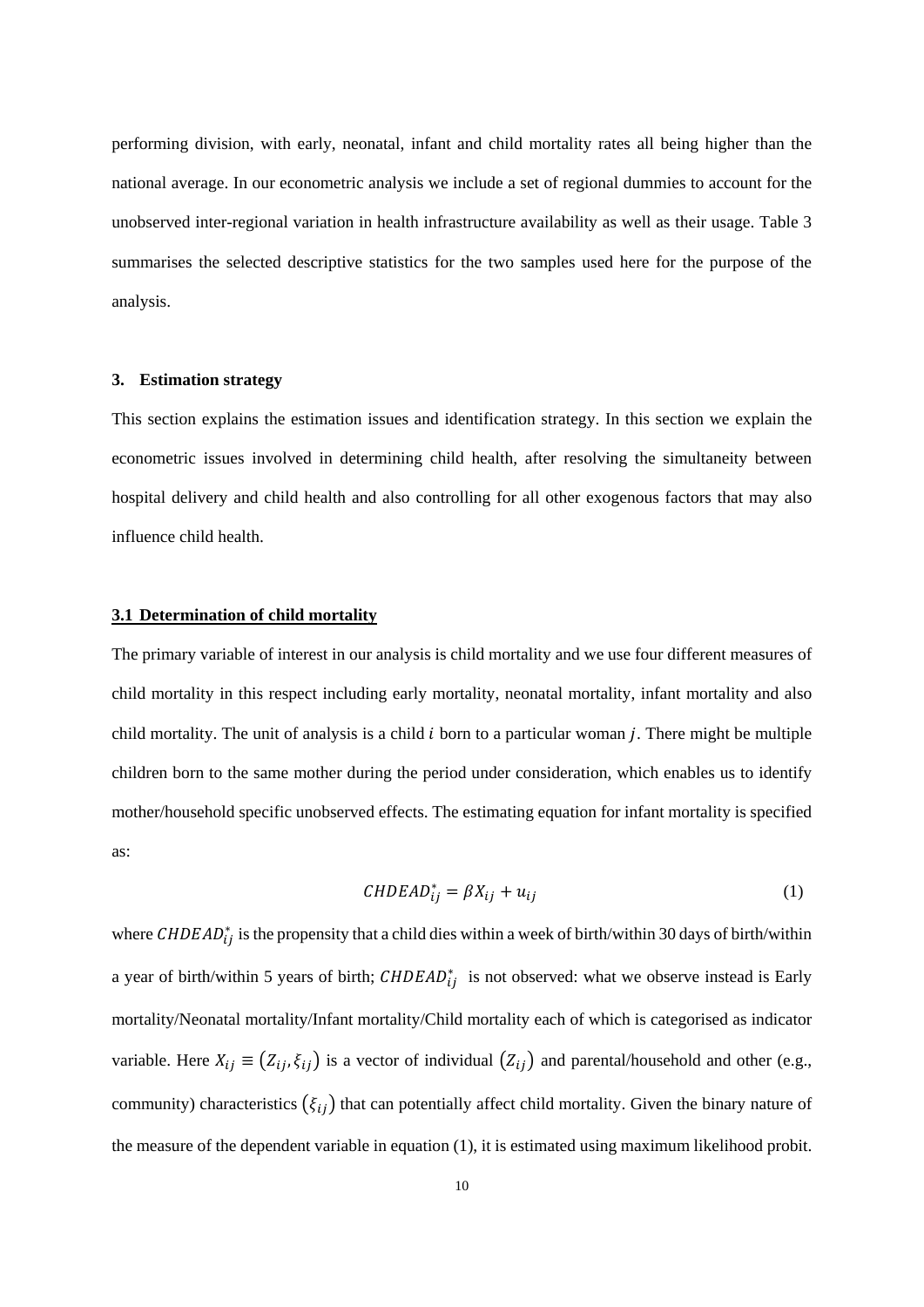performing division, with early, neonatal, infant and child mortality rates all being higher than the national average. In our econometric analysis we include a set of regional dummies to account for the unobserved inter-regional variation in health infrastructure availability as well as their usage. Table 3 summarises the selected descriptive statistics for the two samples used here for the purpose of the analysis.

## 3. Estimation strategy

This section explains the estimation issues and identification strategy. In this section we explain the econometric issues involved in determining child health, after resolving the simultaneity between hospital delivery and child health and also controlling for all other exogenous factors that may also influence child health.

### 3.1 Determination of child mortality

The primary variable of interest in our analysis is child mortality and we use four different measures of child mortality in this respect including early mortality, neonatal mortality, infant mortality and also child mortality. The unit of analysis is a child $i$ born to a particular woman $j$. There might be multiple children born to the same mother during the period under consideration, which enables us to identify mother/household specific unobserved effects. The estimating equation for infant mortality is specified as:

$$CHDEAD_{ij}^{*} = \beta X_{ij} + u_{ij} \tag{1}$$

where $CHDEAD_{ij}^{*}$ is the propensity that a child dies within a week of birth/within 30 days of birth/within a year of birth/within 5 years of birth; $CHDEAD_{ij}^{*}$ is not observed: what we observe instead is Early mortality/Neonatal mortality/Infant mortality/Child mortality each of which is categorised as indicator variable. Here $X_{ij} \equiv (Z_{ij}, \xi_{ij})$ is a vector of individual $(Z_{ij})$ and parental/household and other (e.g., community) characteristics $(\xi_{ij})$ that can potentially affect child mortality. Given the binary nature of the measure of the dependent variable in equation (1), it is estimated using maximum likelihood probit.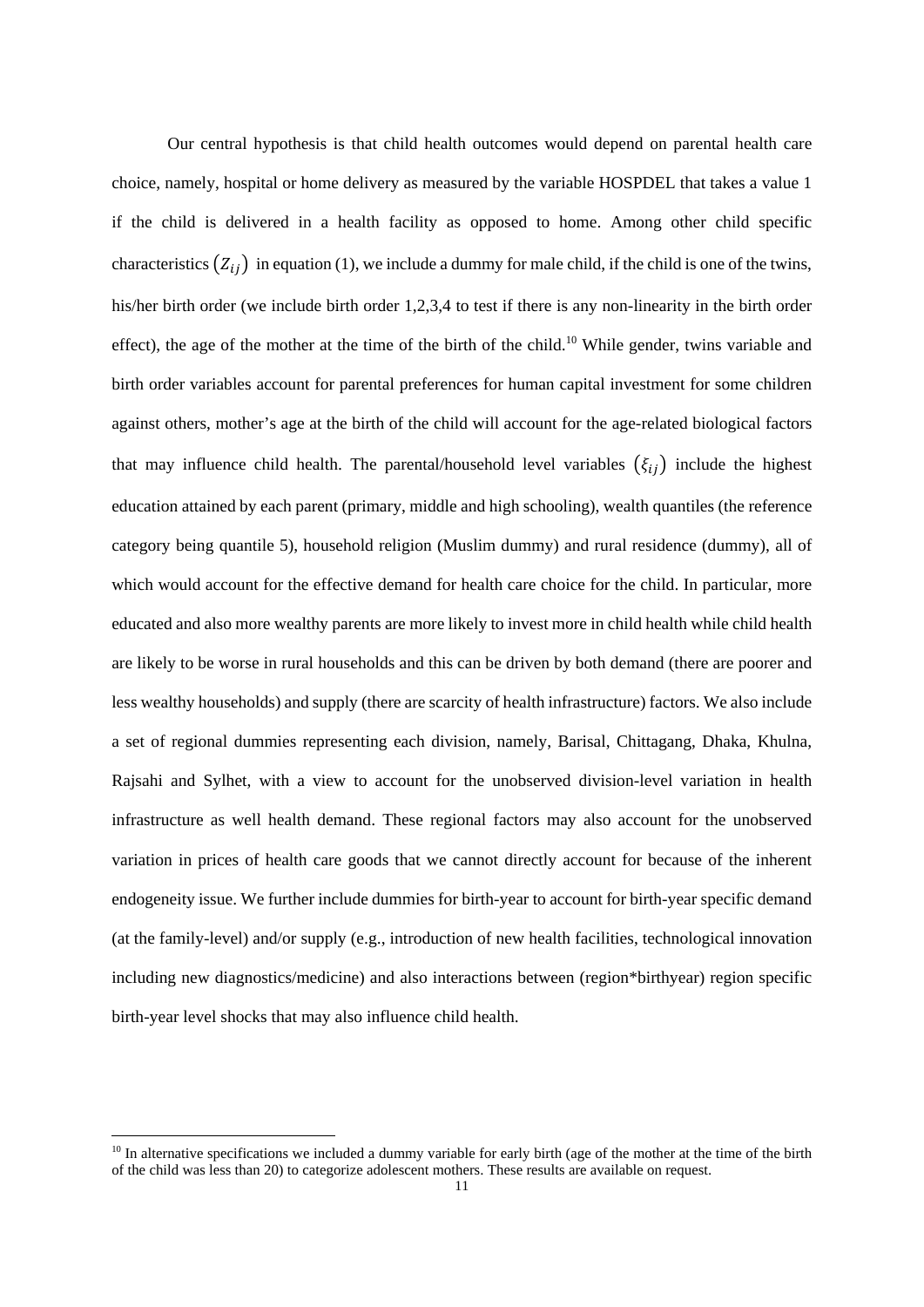Our central hypothesis is that child health outcomes would depend on parental health care choice, namely, hospital or home delivery as measured by the variable HOSPDEL that takes a value 1 if the child is delivered in a health facility as opposed to home. Among other child specific characteristics $(Z_{ij})$ in equation (1), we include a dummy for male child, if the child is one of the twins, his/her birth order (we include birth order 1,2,3,4 to test if there is any non-linearity in the birth order effect), the age of the mother at the time of the birth of the child.[10] While gender, twins variable and birth order variables account for parental preferences for human capital investment for some children against others, mother's age at the birth of the child will account for the age-related biological factors that may influence child health. The parental/household level variables $(\xi_{ij})$ include the highest education attained by each parent (primary, middle and high schooling), wealth quantiles (the reference category being quantile 5), household religion (Muslim dummy) and rural residence (dummy), all of which would account for the effective demand for health care choice for the child. In particular, more educated and also more wealthy parents are more likely to invest more in child health while child health are likely to be worse in rural households and this can be driven by both demand (there are poorer and less wealthy households) and supply (there are scarcity of health infrastructure) factors. We also include a set of regional dummies representing each division, namely, Barisal, Chittagang, Dhaka, Khulna, Rajsahi and Sylhet, with a view to account for the unobserved division-level variation in health infrastructure as well health demand. These regional factors may also account for the unobserved variation in prices of health care goods that we cannot directly account for because of the inherent endogeneity issue. We further include dummies for birth-year to account for birth-year specific demand (at the family-level) and/or supply (e.g., introduction of new health facilities, technological innovation including new diagnostics/medicine) and also interactions between (region*birthyear) region specific birth-year level shocks that may also influence child health.

[10] In alternative specifications we included a dummy variable for early birth (age of the mother at the time of the birth of the child was less than 20) to categorize adolescent mothers. These results are available on request.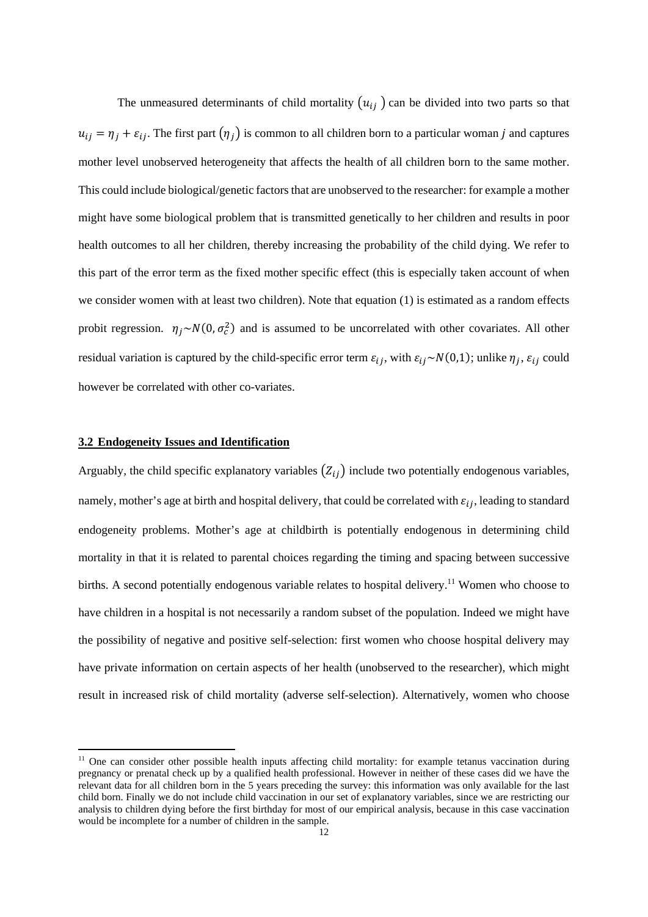The unmeasured determinants of child mortality $(u_{ij})$ can be divided into two parts so that $u_{ij} = \eta_j + \varepsilon_{ij}$. The first part $(\eta_j)$ is common to all children born to a particular woman $j$ and captures mother level unobserved heterogeneity that affects the health of all children born to the same mother. This could include biological/genetic factors that are unobserved to the researcher: for example a mother might have some biological problem that is transmitted genetically to her children and results in poor health outcomes to all her children, thereby increasing the probability of the child dying. We refer to this part of the error term as the fixed mother specific effect (this is especially taken account of when we consider women with at least two children). Note that equation (1) is estimated as a random effects probit regression. $\eta_j \sim N(0, \sigma_c^2)$ and is assumed to be uncorrelated with other covariates. All other residual variation is captured by the child-specific error term $\varepsilon_{ij}$, with $\varepsilon_{ij} \sim N(0,1)$; unlike $\eta_j$, $\varepsilon_{ij}$ could however be correlated with other co-variates.

### 3.2 Endogeneity Issues and Identification

Arguably, the child specific explanatory variables $(Z_{ij})$ include two potentially endogenous variables, namely, mother's age at birth and hospital delivery, that could be correlated with $\varepsilon_{ij}$, leading to standard endogeneity problems. Mother's age at childbirth is potentially endogenous in determining child mortality in that it is related to parental choices regarding the timing and spacing between successive births. A second potentially endogenous variable relates to hospital delivery.[11] Women who choose to have children in a hospital is not necessarily a random subset of the population. Indeed we might have the possibility of negative and positive self-selection: first women who choose hospital delivery may have private information on certain aspects of her health (unobserved to the researcher), which might result in increased risk of child mortality (adverse self-selection). Alternatively, women who choose

[11] One can consider other possible health inputs affecting child mortality: for example tetanus vaccination during pregnancy or prenatal check up by a qualified health professional. However in neither of these cases did we have the relevant data for all children born in the 5 years preceding the survey: this information was only available for the last child born. Finally we do not include child vaccination in our set of explanatory variables, since we are restricting our analysis to children dying before the first birthday for most of our empirical analysis, because in this case vaccination would be incomplete for a number of children in the sample.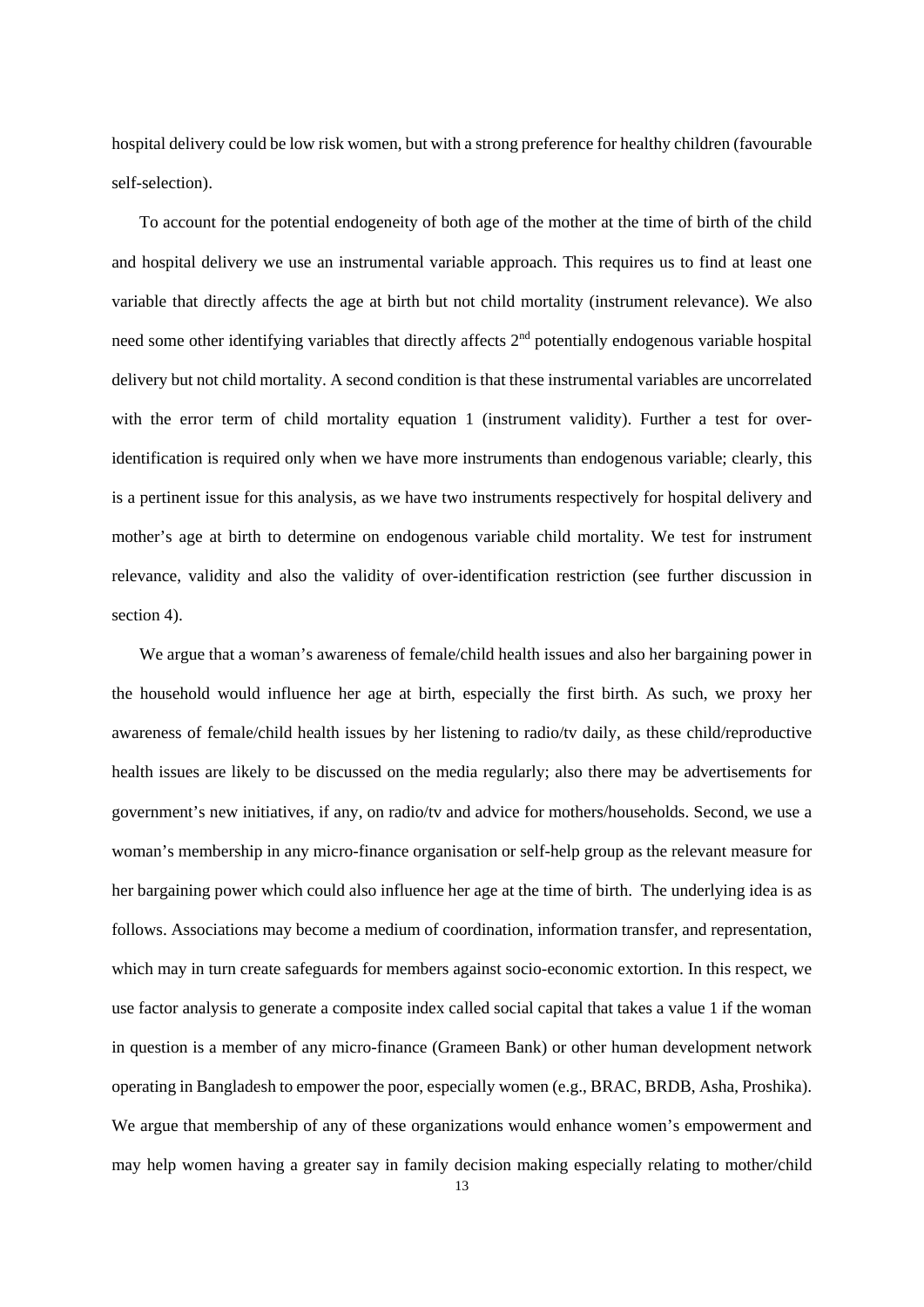hospital delivery could be low risk women, but with a strong preference for healthy children (favourable self-selection).

To account for the potential endogeneity of both age of the mother at the time of birth of the child and hospital delivery we use an instrumental variable approach. This requires us to find at least one variable that directly affects the age at birth but not child mortality (instrument relevance). We also need some other identifying variables that directly affects 2nd potentially endogenous variable hospital delivery but not child mortality. A second condition is that these instrumental variables are uncorrelated with the error term of child mortality equation 1 (instrument validity). Further a test for over-identification is required only when we have more instruments than endogenous variable; clearly, this is a pertinent issue for this analysis, as we have two instruments respectively for hospital delivery and mother's age at birth to determine on endogenous variable child mortality. We test for instrument relevance, validity and also the validity of over-identification restriction (see further discussion in section 4).

We argue that a woman's awareness of female/child health issues and also her bargaining power in the household would influence her age at birth, especially the first birth. As such, we proxy her awareness of female/child health issues by her listening to radio/tv daily, as these child/reproductive health issues are likely to be discussed on the media regularly; also there may be advertisements for government's new initiatives, if any, on radio/tv and advice for mothers/households. Second, we use a woman's membership in any micro-finance organisation or self-help group as the relevant measure for her bargaining power which could also influence her age at the time of birth. The underlying idea is as follows. Associations may become a medium of coordination, information transfer, and representation, which may in turn create safeguards for members against socio-economic extortion. In this respect, we use factor analysis to generate a composite index called social capital that takes a value 1 if the woman in question is a member of any micro-finance (Grameen Bank) or other human development network operating in Bangladesh to empower the poor, especially women (e.g., BRAC, BRDB, Asha, Proshika). We argue that membership of any of these organizations would enhance women's empowerment and may help women having a greater say in family decision making especially relating to mother/child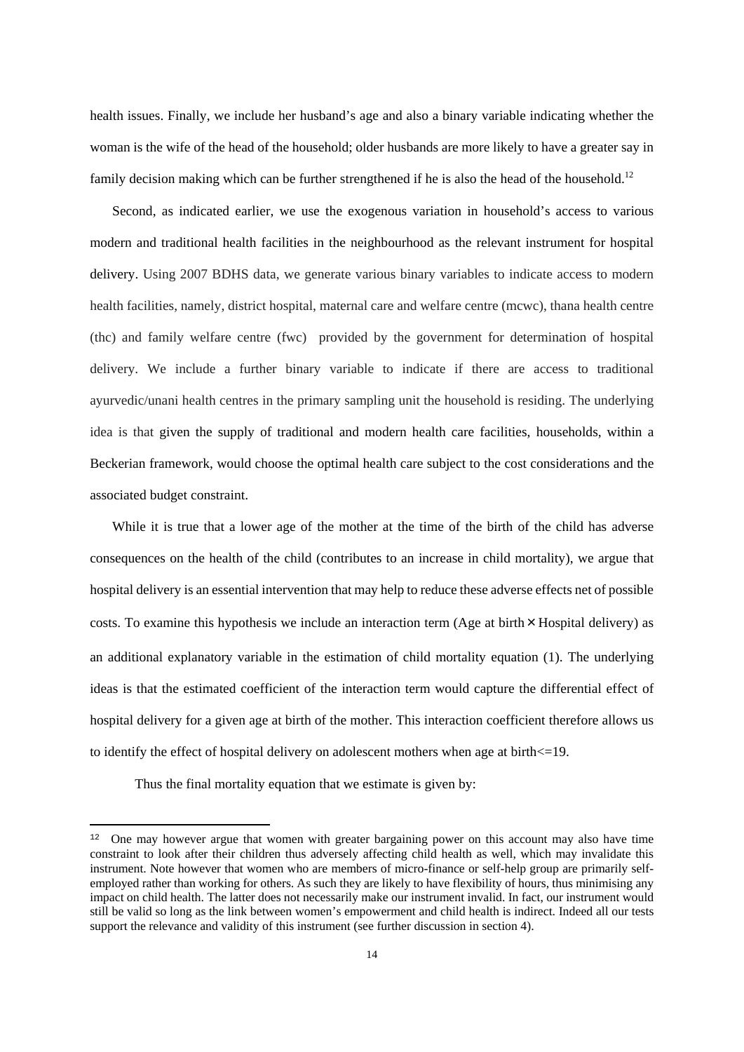health issues. Finally, we include her husband's age and also a binary variable indicating whether the woman is the wife of the head of the household; older husbands are more likely to have a greater say in family decision making which can be further strengthened if he is also the head of the household.[12]

Second, as indicated earlier, we use the exogenous variation in household's access to various modern and traditional health facilities in the neighbourhood as the relevant instrument for hospital delivery. Using 2007 BDHS data, we generate various binary variables to indicate access to modern health facilities, namely, district hospital, maternal care and welfare centre (mcwc), thana health centre (thc) and family welfare centre (fwc) provided by the government for determination of hospital delivery. We include a further binary variable to indicate if there are access to traditional ayurvedic/unani health centres in the primary sampling unit the household is residing. The underlying idea is that given the supply of traditional and modern health care facilities, households, within a Beckerian framework, would choose the optimal health care subject to the cost considerations and the associated budget constraint.

While it is true that a lower age of the mother at the time of the birth of the child has adverse consequences on the health of the child (contributes to an increase in child mortality), we argue that hospital delivery is an essential intervention that may help to reduce these adverse effects net of possible costs. To examine this hypothesis we include an interaction term (Age at birth × Hospital delivery) as an additional explanatory variable in the estimation of child mortality equation (1). The underlying ideas is that the estimated coefficient of the interaction term would capture the differential effect of hospital delivery for a given age at birth of the mother. This interaction coefficient therefore allows us to identify the effect of hospital delivery on adolescent mothers when age at birth<=19.

Thus the final mortality equation that we estimate is given by:

[12] One may however argue that women with greater bargaining power on this account may also have time constraint to look after their children thus adversely affecting child health as well, which may invalidate this instrument. Note however that women who are members of micro-finance or self-help group are primarily self-employed rather than working for others. As such they are likely to have flexibility of hours, thus minimising any impact on child health. The latter does not necessarily make our instrument invalid. In fact, our instrument would still be valid so long as the link between women's empowerment and child health is indirect. Indeed all our tests support the relevance and validity of this instrument (see further discussion in section 4).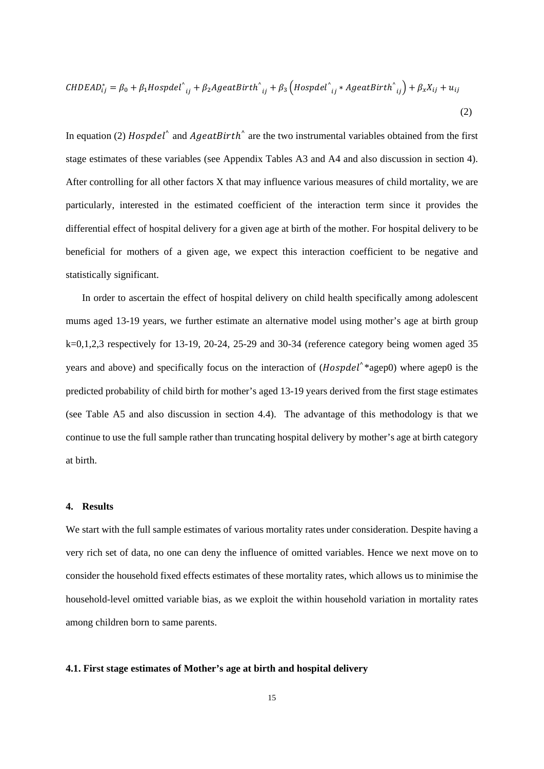$$CHDEAD_{ij}^{*} = \beta_0 + \beta_1 Hospdel^{\wedge}{}_{ij} + \beta_2 AgeatBirth^{\wedge}{}_{ij} + \beta_3 \left( Hospdel^{\wedge}{}_{ij} * AgeatBirth^{\wedge}{}_{ij} \right) + \beta_x X_{ij} + u_{ij} \tag{2}$$

In equation (2) $Hospdel^{\wedge}$ and $AgeatBirth^{\wedge}$ are the two instrumental variables obtained from the first stage estimates of these variables (see Appendix Tables A3 and A4 and also discussion in section 4). After controlling for all other factors X that may influence various measures of child mortality, we are particularly, interested in the estimated coefficient of the interaction term since it provides the differential effect of hospital delivery for a given age at birth of the mother. For hospital delivery to be beneficial for mothers of a given age, we expect this interaction coefficient to be negative and statistically significant.

In order to ascertain the effect of hospital delivery on child health specifically among adolescent mums aged 13-19 years, we further estimate an alternative model using mother's age at birth group k=0,1,2,3 respectively for 13-19, 20-24, 25-29 and 30-34 (reference category being women aged 35 years and above) and specifically focus on the interaction of ($Hospdel^{\wedge}$*agep0) where agep0 is the predicted probability of child birth for mother's aged 13-19 years derived from the first stage estimates (see Table A5 and also discussion in section 4.4). The advantage of this methodology is that we continue to use the full sample rather than truncating hospital delivery by mother's age at birth category at birth.

## 4. Results

We start with the full sample estimates of various mortality rates under consideration. Despite having a very rich set of data, no one can deny the influence of omitted variables. Hence we next move on to consider the household fixed effects estimates of these mortality rates, which allows us to minimise the household-level omitted variable bias, as we exploit the within household variation in mortality rates among children born to same parents.

### 4.1. First stage estimates of Mother's age at birth and hospital delivery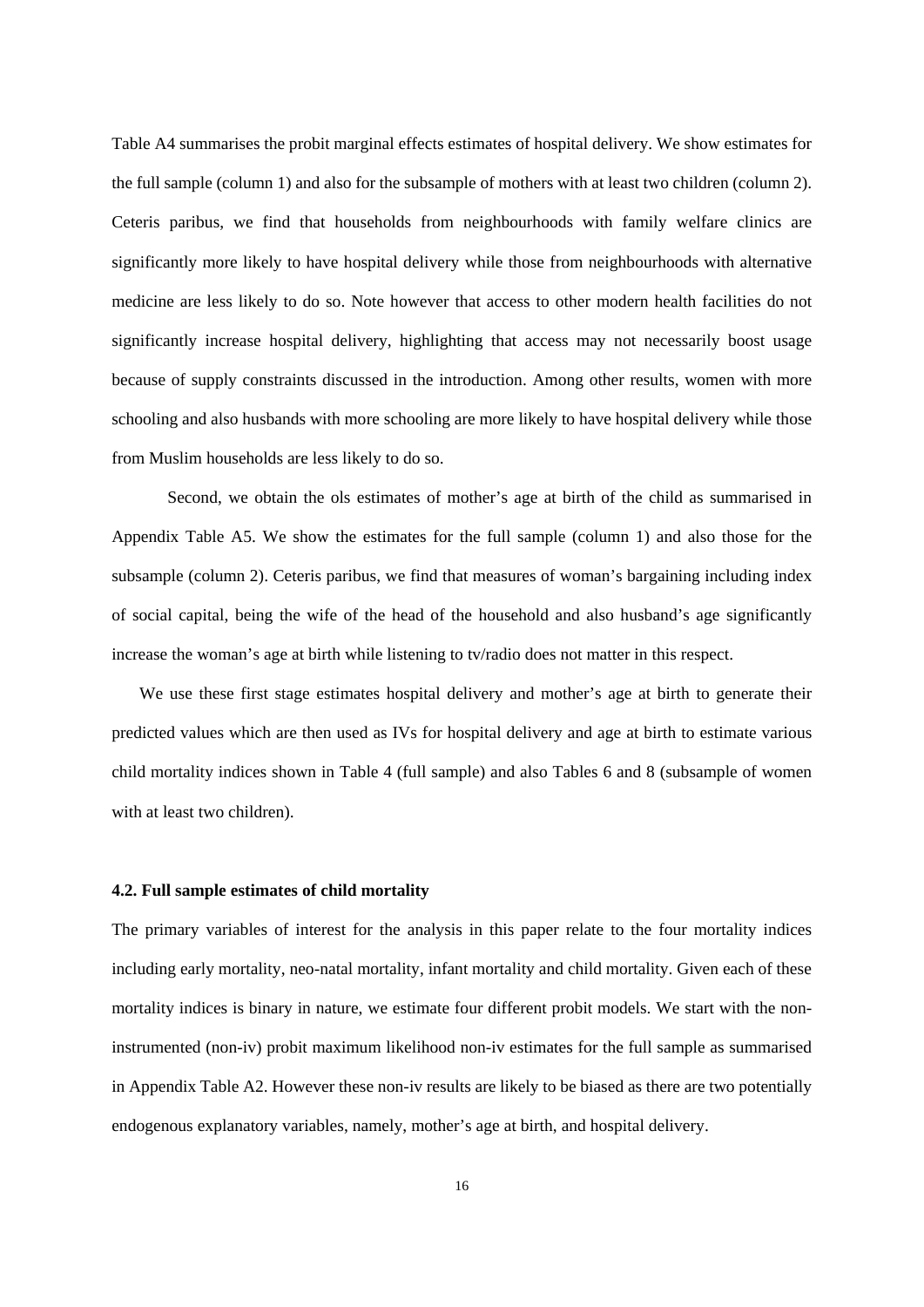Table A4 summarises the probit marginal effects estimates of hospital delivery. We show estimates for the full sample (column 1) and also for the subsample of mothers with at least two children (column 2). Ceteris paribus, we find that households from neighbourhoods with family welfare clinics are significantly more likely to have hospital delivery while those from neighbourhoods with alternative medicine are less likely to do so. Note however that access to other modern health facilities do not significantly increase hospital delivery, highlighting that access may not necessarily boost usage because of supply constraints discussed in the introduction. Among other results, women with more schooling and also husbands with more schooling are more likely to have hospital delivery while those from Muslim households are less likely to do so.

Second, we obtain the ols estimates of mother's age at birth of the child as summarised in Appendix Table A5. We show the estimates for the full sample (column 1) and also those for the subsample (column 2). Ceteris paribus, we find that measures of woman's bargaining including index of social capital, being the wife of the head of the household and also husband's age significantly increase the woman's age at birth while listening to tv/radio does not matter in this respect.

We use these first stage estimates hospital delivery and mother's age at birth to generate their predicted values which are then used as IVs for hospital delivery and age at birth to estimate various child mortality indices shown in Table 4 (full sample) and also Tables 6 and 8 (subsample of women with at least two children).

#### 4.2. Full sample estimates of child mortality

The primary variables of interest for the analysis in this paper relate to the four mortality indices including early mortality, neo-natal mortality, infant mortality and child mortality. Given each of these mortality indices is binary in nature, we estimate four different probit models. We start with the non-instrumented (non-iv) probit maximum likelihood non-iv estimates for the full sample as summarised in Appendix Table A2. However these non-iv results are likely to be biased as there are two potentially endogenous explanatory variables, namely, mother's age at birth, and hospital delivery.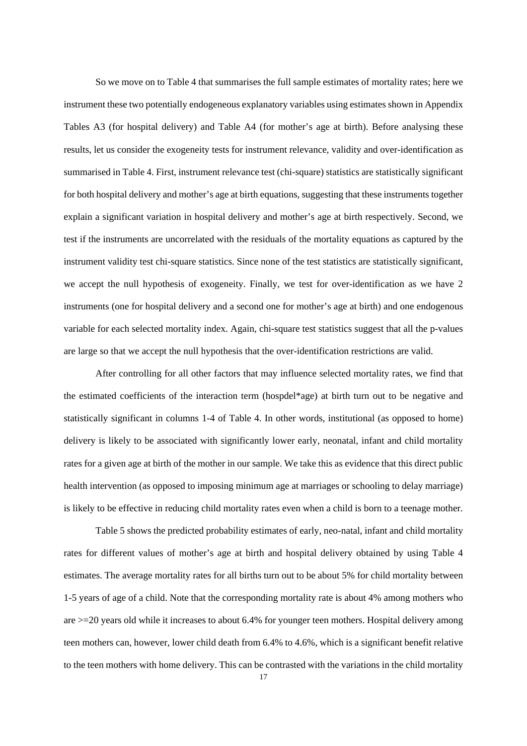So we move on to Table 4 that summarises the full sample estimates of mortality rates; here we instrument these two potentially endogeneous explanatory variables using estimates shown in Appendix Tables A3 (for hospital delivery) and Table A4 (for mother's age at birth). Before analysing these results, let us consider the exogeneity tests for instrument relevance, validity and over-identification as summarised in Table 4. First, instrument relevance test (chi-square) statistics are statistically significant for both hospital delivery and mother's age at birth equations, suggesting that these instruments together explain a significant variation in hospital delivery and mother's age at birth respectively. Second, we test if the instruments are uncorrelated with the residuals of the mortality equations as captured by the instrument validity test chi-square statistics. Since none of the test statistics are statistically significant, we accept the null hypothesis of exogeneity. Finally, we test for over-identification as we have 2 instruments (one for hospital delivery and a second one for mother's age at birth) and one endogenous variable for each selected mortality index. Again, chi-square test statistics suggest that all the p-values are large so that we accept the null hypothesis that the over-identification restrictions are valid.

After controlling for all other factors that may influence selected mortality rates, we find that the estimated coefficients of the interaction term (hospdel*age) at birth turn out to be negative and statistically significant in columns 1-4 of Table 4. In other words, institutional (as opposed to home) delivery is likely to be associated with significantly lower early, neonatal, infant and child mortality rates for a given age at birth of the mother in our sample. We take this as evidence that this direct public health intervention (as opposed to imposing minimum age at marriages or schooling to delay marriage) is likely to be effective in reducing child mortality rates even when a child is born to a teenage mother.

Table 5 shows the predicted probability estimates of early, neo-natal, infant and child mortality rates for different values of mother's age at birth and hospital delivery obtained by using Table 4 estimates. The average mortality rates for all births turn out to be about 5% for child mortality between 1-5 years of age of a child. Note that the corresponding mortality rate is about 4% among mothers who are >=20 years old while it increases to about 6.4% for younger teen mothers. Hospital delivery among teen mothers can, however, lower child death from 6.4% to 4.6%, which is a significant benefit relative to the teen mothers with home delivery. This can be contrasted with the variations in the child mortality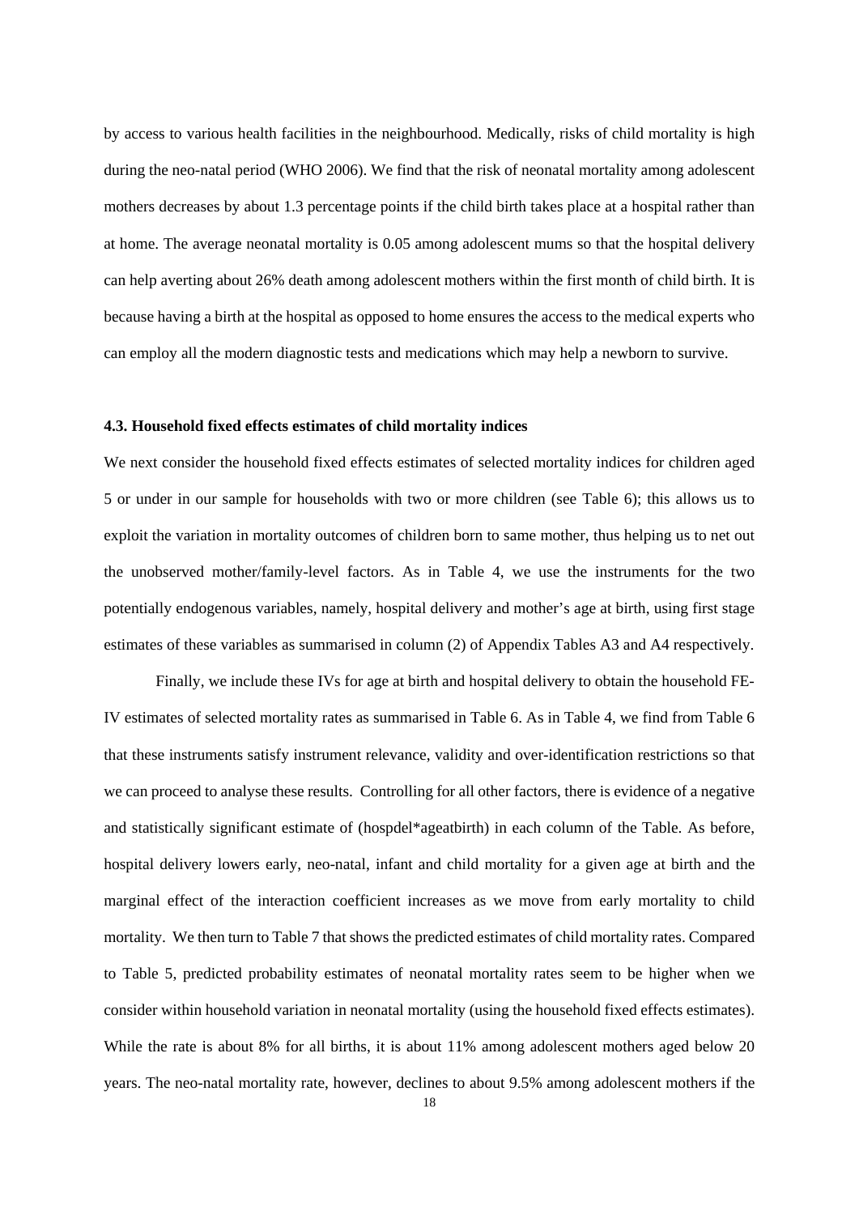by access to various health facilities in the neighbourhood. Medically, risks of child mortality is high during the neo-natal period (WHO 2006). We find that the risk of neonatal mortality among adolescent mothers decreases by about 1.3 percentage points if the child birth takes place at a hospital rather than at home. The average neonatal mortality is 0.05 among adolescent mums so that the hospital delivery can help averting about 26% death among adolescent mothers within the first month of child birth. It is because having a birth at the hospital as opposed to home ensures the access to the medical experts who can employ all the modern diagnostic tests and medications which may help a newborn to survive.

#### 4.3. Household fixed effects estimates of child mortality indices

We next consider the household fixed effects estimates of selected mortality indices for children aged 5 or under in our sample for households with two or more children (see Table 6); this allows us to exploit the variation in mortality outcomes of children born to same mother, thus helping us to net out the unobserved mother/family-level factors. As in Table 4, we use the instruments for the two potentially endogenous variables, namely, hospital delivery and mother's age at birth, using first stage estimates of these variables as summarised in column (2) of Appendix Tables A3 and A4 respectively.

Finally, we include these IVs for age at birth and hospital delivery to obtain the household FE-IV estimates of selected mortality rates as summarised in Table 6. As in Table 4, we find from Table 6 that these instruments satisfy instrument relevance, validity and over-identification restrictions so that we can proceed to analyse these results. Controlling for all other factors, there is evidence of a negative and statistically significant estimate of (hospdel*ageatbirth) in each column of the Table. As before, hospital delivery lowers early, neo-natal, infant and child mortality for a given age at birth and the marginal effect of the interaction coefficient increases as we move from early mortality to child mortality. We then turn to Table 7 that shows the predicted estimates of child mortality rates. Compared to Table 5, predicted probability estimates of neonatal mortality rates seem to be higher when we consider within household variation in neonatal mortality (using the household fixed effects estimates). While the rate is about 8% for all births, it is about 11% among adolescent mothers aged below 20 years. The neo-natal mortality rate, however, declines to about 9.5% among adolescent mothers if the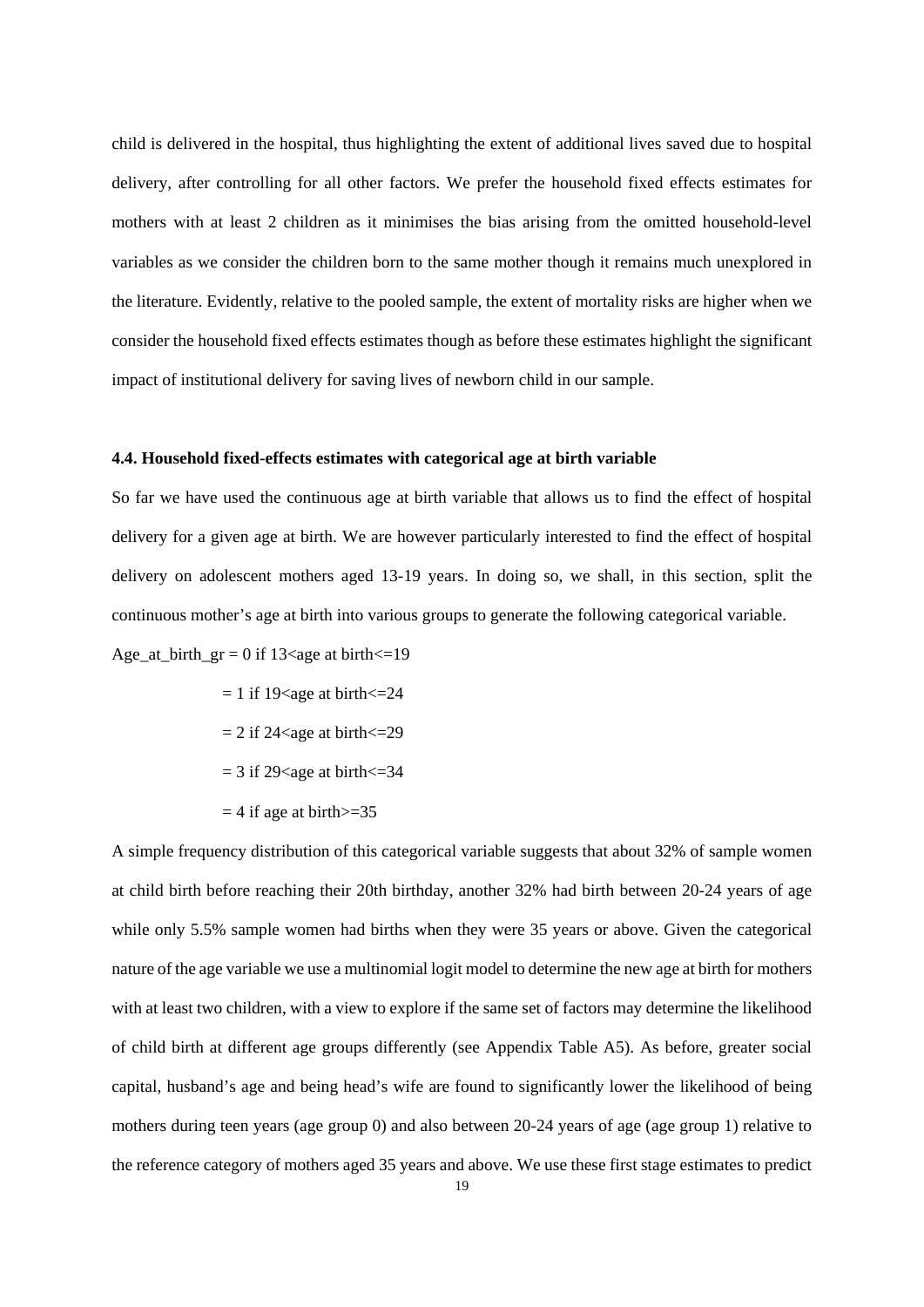child is delivered in the hospital, thus highlighting the extent of additional lives saved due to hospital delivery, after controlling for all other factors. We prefer the household fixed effects estimates for mothers with at least 2 children as it minimises the bias arising from the omitted household-level variables as we consider the children born to the same mother though it remains much unexplored in the literature. Evidently, relative to the pooled sample, the extent of mortality risks are higher when we consider the household fixed effects estimates though as before these estimates highlight the significant impact of institutional delivery for saving lives of newborn child in our sample.

### 4.4. Household fixed-effects estimates with categorical age at birth variable

So far we have used the continuous age at birth variable that allows us to find the effect of hospital delivery for a given age at birth. We are however particularly interested to find the effect of hospital delivery on adolescent mothers aged 13-19 years. In doing so, we shall, in this section, split the continuous mother's age at birth into various groups to generate the following categorical variable.

Age_at_birth_gr = 0 if 13<age at birth<=19

= 1 if 19<age at birth<=24

= 2 if 24<age at birth<=29

= 3 if 29<age at birth<=34

= 4 if age at birth>=35

A simple frequency distribution of this categorical variable suggests that about 32% of sample women at child birth before reaching their 20th birthday, another 32% had birth between 20-24 years of age while only 5.5% sample women had births when they were 35 years or above. Given the categorical nature of the age variable we use a multinomial logit model to determine the new age at birth for mothers with at least two children, with a view to explore if the same set of factors may determine the likelihood of child birth at different age groups differently (see Appendix Table A5). As before, greater social capital, husband's age and being head's wife are found to significantly lower the likelihood of being mothers during teen years (age group 0) and also between 20-24 years of age (age group 1) relative to the reference category of mothers aged 35 years and above. We use these first stage estimates to predict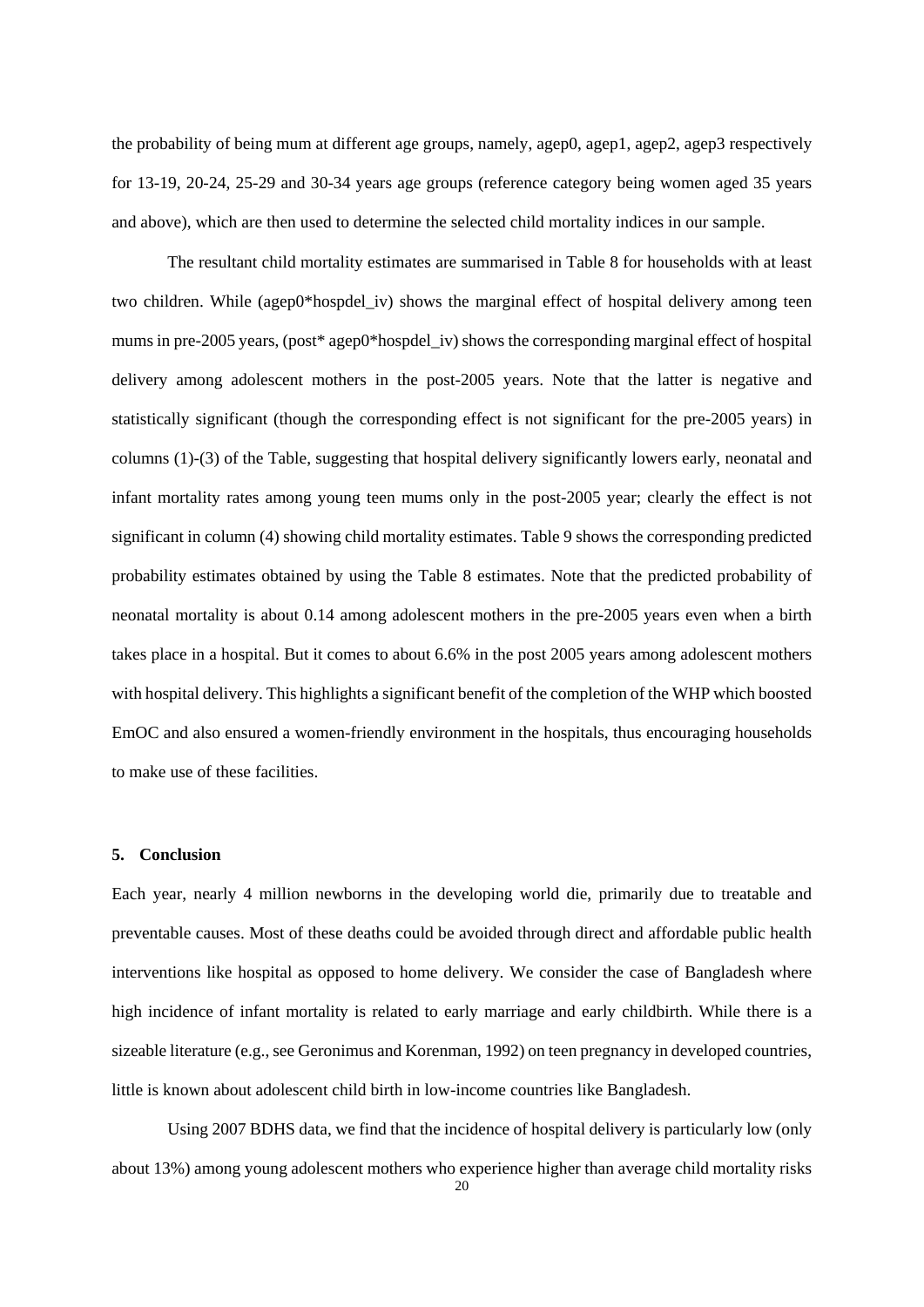the probability of being mum at different age groups, namely, agep0, agep1, agep2, agep3 respectively for 13-19, 20-24, 25-29 and 30-34 years age groups (reference category being women aged 35 years and above), which are then used to determine the selected child mortality indices in our sample.

The resultant child mortality estimates are summarised in Table 8 for households with at least two children. While (agep0*hospdel_iv) shows the marginal effect of hospital delivery among teen mums in pre-2005 years, (post* agep0*hospdel_iv) shows the corresponding marginal effect of hospital delivery among adolescent mothers in the post-2005 years. Note that the latter is negative and statistically significant (though the corresponding effect is not significant for the pre-2005 years) in columns (1)-(3) of the Table, suggesting that hospital delivery significantly lowers early, neonatal and infant mortality rates among young teen mums only in the post-2005 year; clearly the effect is not significant in column (4) showing child mortality estimates. Table 9 shows the corresponding predicted probability estimates obtained by using the Table 8 estimates. Note that the predicted probability of neonatal mortality is about 0.14 among adolescent mothers in the pre-2005 years even when a birth takes place in a hospital. But it comes to about 6.6% in the post 2005 years among adolescent mothers with hospital delivery. This highlights a significant benefit of the completion of the WHP which boosted EmOC and also ensured a women-friendly environment in the hospitals, thus encouraging households to make use of these facilities.

## 5. Conclusion

Each year, nearly 4 million newborns in the developing world die, primarily due to treatable and preventable causes. Most of these deaths could be avoided through direct and affordable public health interventions like hospital as opposed to home delivery. We consider the case of Bangladesh where high incidence of infant mortality is related to early marriage and early childbirth. While there is a sizeable literature (e.g., see Geronimus and Korenman, 1992) on teen pregnancy in developed countries, little is known about adolescent child birth in low-income countries like Bangladesh.

Using 2007 BDHS data, we find that the incidence of hospital delivery is particularly low (only about 13%) among young adolescent mothers who experience higher than average child mortality risks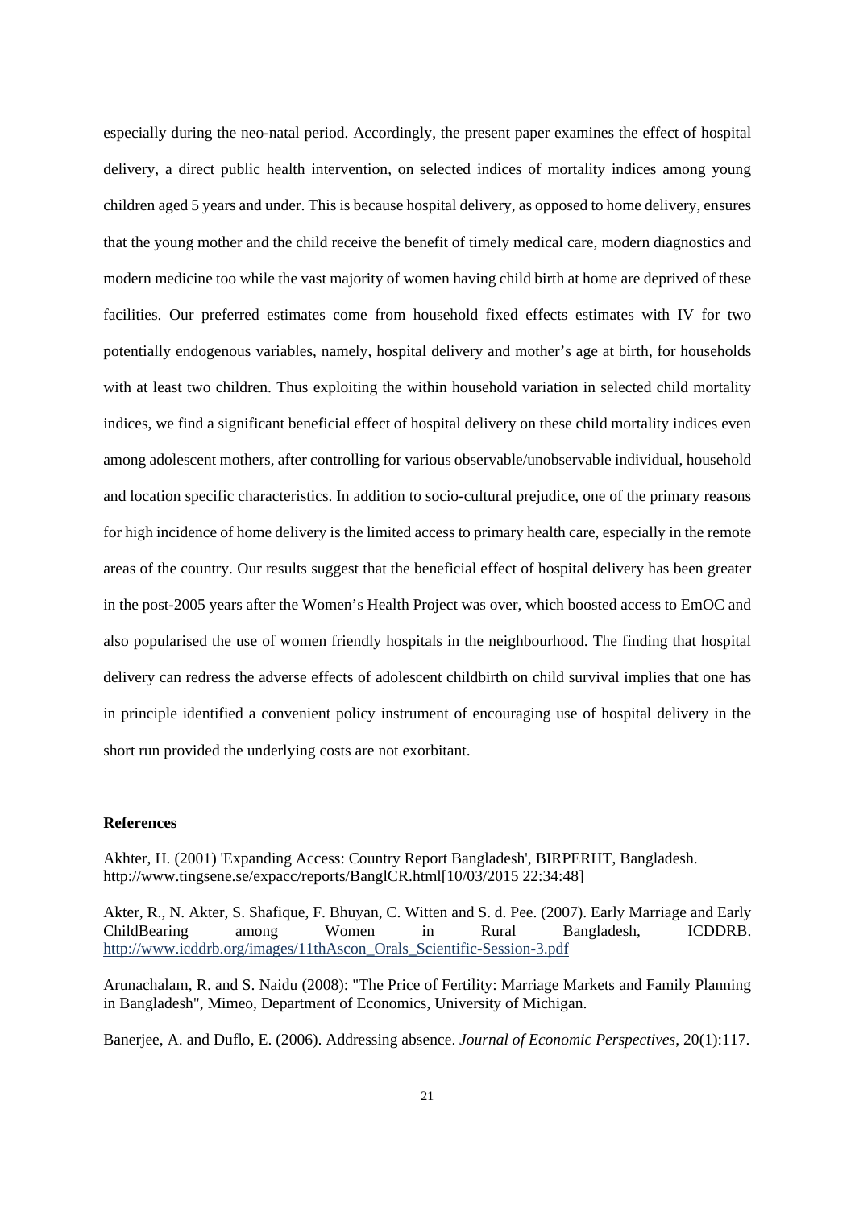especially during the neo-natal period. Accordingly, the present paper examines the effect of hospital delivery, a direct public health intervention, on selected indices of mortality indices among young children aged 5 years and under. This is because hospital delivery, as opposed to home delivery, ensures that the young mother and the child receive the benefit of timely medical care, modern diagnostics and modern medicine too while the vast majority of women having child birth at home are deprived of these facilities. Our preferred estimates come from household fixed effects estimates with IV for two potentially endogenous variables, namely, hospital delivery and mother's age at birth, for households with at least two children. Thus exploiting the within household variation in selected child mortality indices, we find a significant beneficial effect of hospital delivery on these child mortality indices even among adolescent mothers, after controlling for various observable/unobservable individual, household and location specific characteristics. In addition to socio-cultural prejudice, one of the primary reasons for high incidence of home delivery is the limited access to primary health care, especially in the remote areas of the country. Our results suggest that the beneficial effect of hospital delivery has been greater in the post-2005 years after the Women's Health Project was over, which boosted access to EmOC and also popularised the use of women friendly hospitals in the neighbourhood. The finding that hospital delivery can redress the adverse effects of adolescent childbirth on child survival implies that one has in principle identified a convenient policy instrument of encouraging use of hospital delivery in the short run provided the underlying costs are not exorbitant.

## References

Akhter, H. (2001) 'Expanding Access: Country Report Bangladesh', BIRPERHT, Bangladesh. http://www.tingsene.se/expacc/reports/BanglCR.html[10/03/2015 22:34:48]

Akter, R., N. Akter, S. Shafique, F. Bhuyan, C. Witten and S. d. Pee. (2007). Early Marriage and Early ChildBearing among Women in Rural Bangladesh, ICDDRB. http://www.icddrb.org/images/11thAscon_Orals_Scientific-Session-3.pdf

Arunachalam, R. and S. Naidu (2008): "The Price of Fertility: Marriage Markets and Family Planning in Bangladesh", Mimeo, Department of Economics, University of Michigan.

Banerjee, A. and Duflo, E. (2006). Addressing absence. *Journal of Economic Perspectives*, 20(1):117.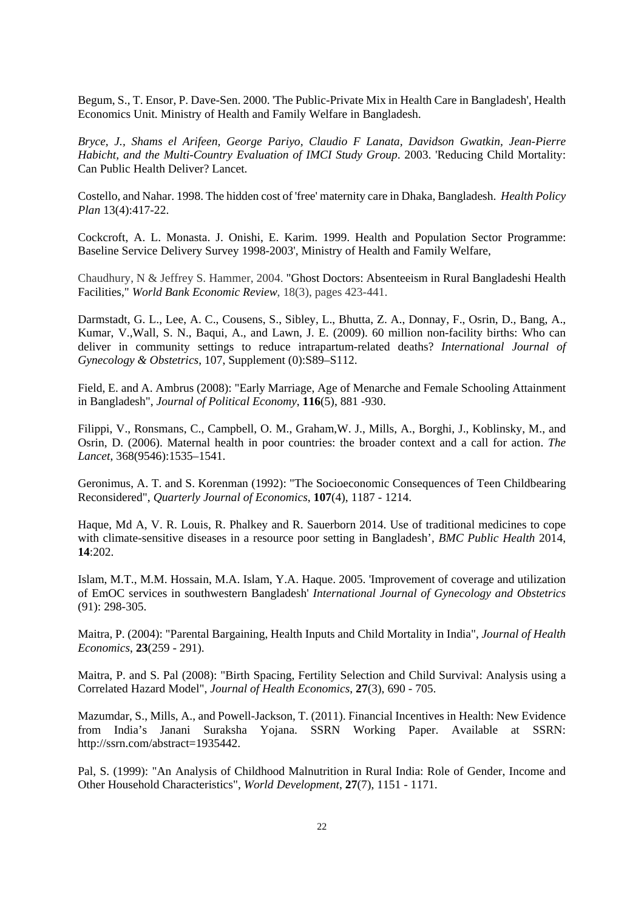Begum, S., T. Ensor, P. Dave-Sen. 2000. 'The Public-Private Mix in Health Care in Bangladesh', Health Economics Unit. Ministry of Health and Family Welfare in Bangladesh.

*Bryce, J., Shams el Arifeen, George Pariyo, Claudio F Lanata, Davidson Gwatkin, Jean-Pierre Habicht, and the Multi-Country Evaluation of IMCI Study Group*. 2003. 'Reducing Child Mortality: Can Public Health Deliver? Lancet.

Costello, and Nahar. 1998. The hidden cost of 'free' maternity care in Dhaka, Bangladesh. *Health Policy Plan* 13(4):417-22.

Cockcroft, A. L. Monasta. J. Onishi, E. Karim. 1999. Health and Population Sector Programme: Baseline Service Delivery Survey 1998-2003', Ministry of Health and Family Welfare,

Chaudhury, N & Jeffrey S. Hammer, 2004. "Ghost Doctors: Absenteeism in Rural Bangladeshi Health Facilities," *World Bank Economic Review*, 18(3), pages 423-441.

Darmstadt, G. L., Lee, A. C., Cousens, S., Sibley, L., Bhutta, Z. A., Donnay, F., Osrin, D., Bang, A., Kumar, V.,Wall, S. N., Baqui, A., and Lawn, J. E. (2009). 60 million non-facility births: Who can deliver in community settings to reduce intrapartum-related deaths? *International Journal of Gynecology & Obstetrics*, 107, Supplement (0):S89–S112.

Field, E. and A. Ambrus (2008): "Early Marriage, Age of Menarche and Female Schooling Attainment in Bangladesh", *Journal of Political Economy*, **116**(5), 881 -930.

Filippi, V., Ronsmans, C., Campbell, O. M., Graham,W. J., Mills, A., Borghi, J., Koblinsky, M., and Osrin, D. (2006). Maternal health in poor countries: the broader context and a call for action. *The Lancet*, 368(9546):1535–1541.

Geronimus, A. T. and S. Korenman (1992): "The Socioeconomic Consequences of Teen Childbearing Reconsidered", *Quarterly Journal of Economics*, **107**(4), 1187 - 1214.

Haque, Md A, V. R. Louis, R. Phalkey and R. Sauerborn 2014. Use of traditional medicines to cope with climate-sensitive diseases in a resource poor setting in Bangladesh', *BMC Public Health* 2014, **14**:202.

Islam, M.T., M.M. Hossain, M.A. Islam, Y.A. Haque. 2005. 'Improvement of coverage and utilization of EmOC services in southwestern Bangladesh' *International Journal of Gynecology and Obstetrics* (91): 298-305.

Maitra, P. (2004): "Parental Bargaining, Health Inputs and Child Mortality in India", *Journal of Health Economics*, **23**(259 - 291).

Maitra, P. and S. Pal (2008): "Birth Spacing, Fertility Selection and Child Survival: Analysis using a Correlated Hazard Model", *Journal of Health Economics*, **27**(3), 690 - 705.

Mazumdar, S., Mills, A., and Powell-Jackson, T. (2011). Financial Incentives in Health: New Evidence from India's Janani Suraksha Yojana. SSRN Working Paper. Available at SSRN: http://ssrn.com/abstract=1935442.

Pal, S. (1999): "An Analysis of Childhood Malnutrition in Rural India: Role of Gender, Income and Other Household Characteristics", *World Development*, **27**(7), 1151 - 1171.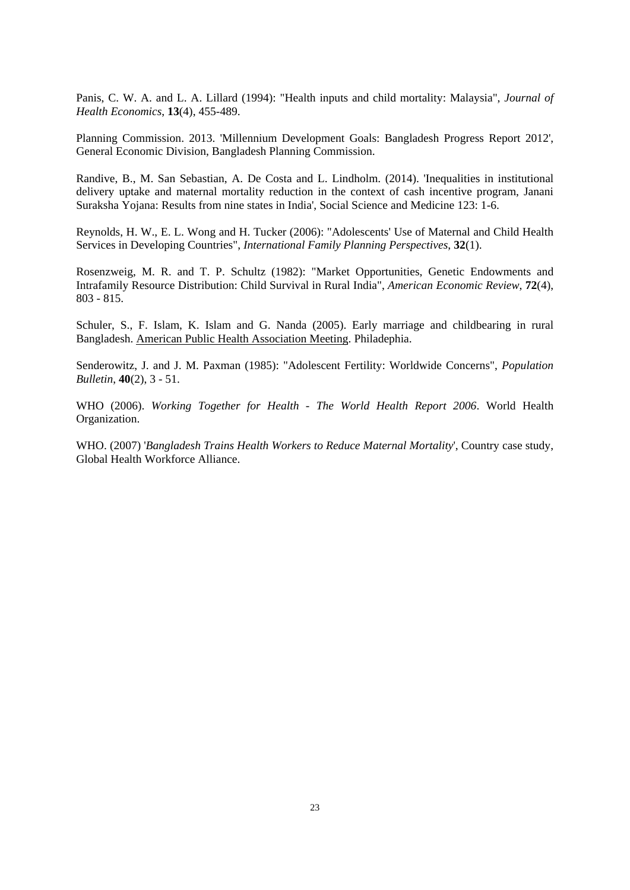Panis, C. W. A. and L. A. Lillard (1994): "Health inputs and child mortality: Malaysia", *Journal of Health Economics*, **13**(4), 455-489.

Planning Commission. 2013. 'Millennium Development Goals: Bangladesh Progress Report 2012', General Economic Division, Bangladesh Planning Commission.

Randive, B., M. San Sebastian, A. De Costa and L. Lindholm. (2014). 'Inequalities in institutional delivery uptake and maternal mortality reduction in the context of cash incentive program, Janani Suraksha Yojana: Results from nine states in India', Social Science and Medicine 123: 1-6.

Reynolds, H. W., E. L. Wong and H. Tucker (2006): "Adolescents' Use of Maternal and Child Health Services in Developing Countries", *International Family Planning Perspectives*, **32**(1).

Rosenzweig, M. R. and T. P. Schultz (1982): "Market Opportunities, Genetic Endowments and Intrafamily Resource Distribution: Child Survival in Rural India", *American Economic Review*, **72**(4), 803 - 815.

Schuler, S., F. Islam, K. Islam and G. Nanda (2005). Early marriage and childbearing in rural Bangladesh. American Public Health Association Meeting. Philadephia.

Senderowitz, J. and J. M. Paxman (1985): "Adolescent Fertility: Worldwide Concerns", *Population Bulletin*, **40**(2), 3 - 51.

WHO (2006). *Working Together for Health - The World Health Report 2006*. World Health Organization.

WHO. (2007) '*Bangladesh Trains Health Workers to Reduce Maternal Mortality*', Country case study, Global Health Workforce Alliance.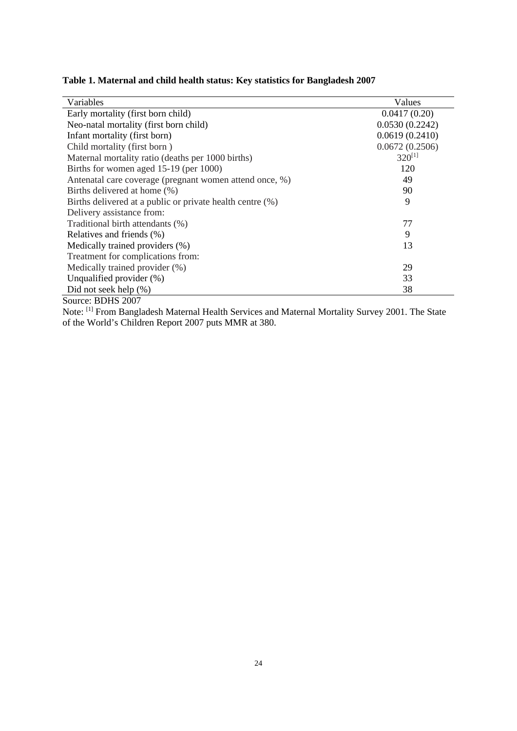**Table 1. Maternal and child health status: Key statistics for Bangladesh 2007**

| Variables | Values |
|---|---|
| Early mortality (first born child) | 0.0417 (0.20) |
| Neo-natal mortality (first born child) | 0.0530 (0.2242) |
| Infant mortality (first born) | 0.0619 (0.2410) |
| Child mortality (first born ) | 0.0672 (0.2506) |
| Maternal mortality ratio (deaths per 1000 births) | 320[1] |
| Births for women aged 15-19 (per 1000) | 120 |
| Antenatal care coverage (pregnant women attend once, %) | 49 |
| Births delivered at home (%) | 90 |
| Births delivered at a public or private health centre (%) | 9 |
| Delivery assistance from: | |
| Traditional birth attendants (%) | 77 |
| Relatives and friends (%) | 9 |
| Medically trained providers (%) | 13 |
| Treatment for complications from: | |
| Medically trained provider (%) | 29 |
| Unqualified provider (%) | 33 |
| Did not seek help (%) | 38 |

Source: BDHS 2007

Note: [1] From Bangladesh Maternal Health Services and Maternal Mortality Survey 2001. The State of the World's Children Report 2007 puts MMR at 380.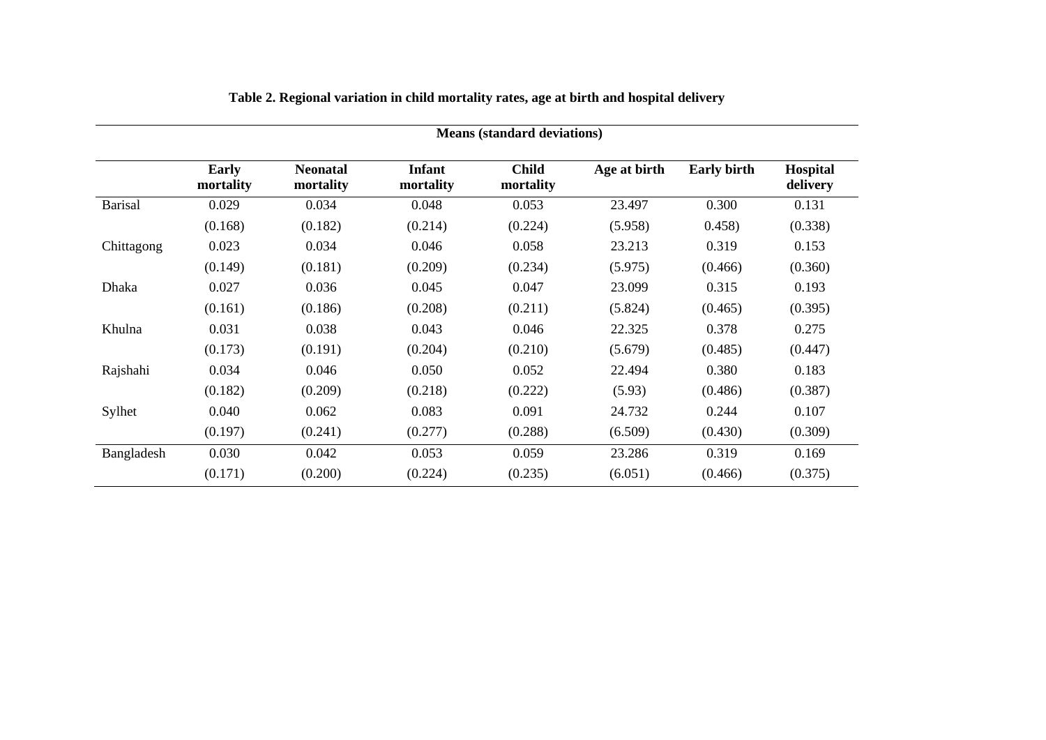**Table 2. Regional variation in child mortality rates, age at birth and hospital delivery**

| | Means (standard deviations) | | | | | | |
|---|---|---|---|---|---|---|---|
| | **Early mortality** | **Neonatal mortality** | **Infant mortality** | **Child mortality** | **Age at birth** | **Early birth** | **Hospital delivery** |
| Barisal | 0.029 | 0.034 | 0.048 | 0.053 | 23.497 | 0.300 | 0.131 |
| | (0.168) | (0.182) | (0.214) | (0.224) | (5.958) | 0.458) | (0.338) |
| Chittagong | 0.023 | 0.034 | 0.046 | 0.058 | 23.213 | 0.319 | 0.153 |
| | (0.149) | (0.181) | (0.209) | (0.234) | (5.975) | (0.466) | (0.360) |
| Dhaka | 0.027 | 0.036 | 0.045 | 0.047 | 23.099 | 0.315 | 0.193 |
| | (0.161) | (0.186) | (0.208) | (0.211) | (5.824) | (0.465) | (0.395) |
| Khulna | 0.031 | 0.038 | 0.043 | 0.046 | 22.325 | 0.378 | 0.275 |
| | (0.173) | (0.191) | (0.204) | (0.210) | (5.679) | (0.485) | (0.447) |
| Rajshahi | 0.034 | 0.046 | 0.050 | 0.052 | 22.494 | 0.380 | 0.183 |
| | (0.182) | (0.209) | (0.218) | (0.222) | (5.93) | (0.486) | (0.387) |
| Sylhet | 0.040 | 0.062 | 0.083 | 0.091 | 24.732 | 0.244 | 0.107 |
| | (0.197) | (0.241) | (0.277) | (0.288) | (6.509) | (0.430) | (0.309) |
| Bangladesh | 0.030 | 0.042 | 0.053 | 0.059 | 23.286 | 0.319 | 0.169 |
| | (0.171) | (0.200) | (0.224) | (0.235) | (6.051) | (0.466) | (0.375) |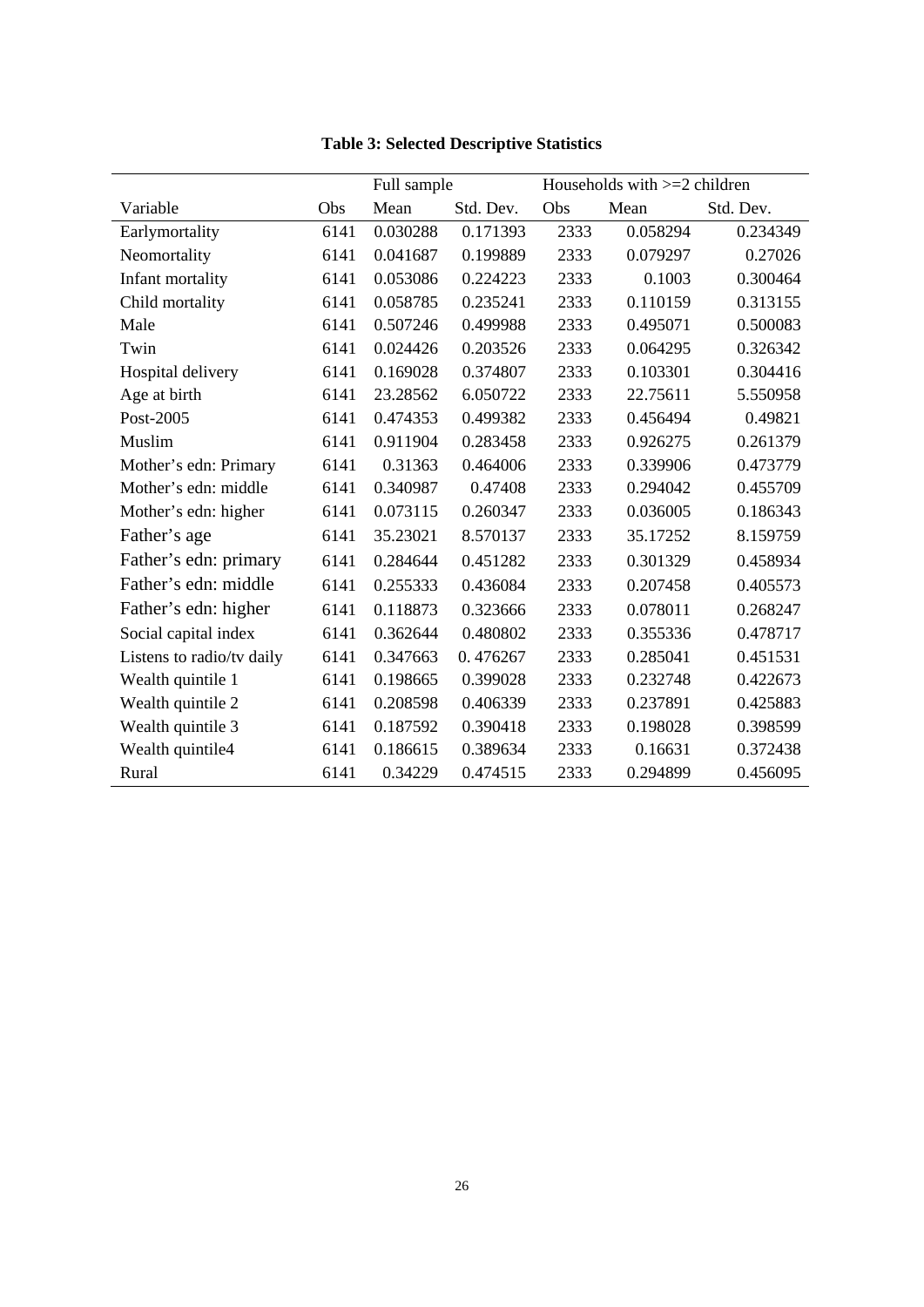**Table 3: Selected Descriptive Statistics**

| | Full sample | | | Households with >=2 children | | |
|---|---|---|---|---|---|---|
| Variable | Obs | Mean | Std. Dev. | Obs | Mean | Std. Dev. |
| Earlymortality | 6141 | 0.030288 | 0.171393 | 2333 | 0.058294 | 0.234349 |
| Neomortality | 6141 | 0.041687 | 0.199889 | 2333 | 0.079297 | 0.27026 |
| Infant mortality | 6141 | 0.053086 | 0.224223 | 2333 | 0.1003 | 0.300464 |
| Child mortality | 6141 | 0.058785 | 0.235241 | 2333 | 0.110159 | 0.313155 |
| Male | 6141 | 0.507246 | 0.499988 | 2333 | 0.495071 | 0.500083 |
| Twin | 6141 | 0.024426 | 0.203526 | 2333 | 0.064295 | 0.326342 |
| Hospital delivery | 6141 | 0.169028 | 0.374807 | 2333 | 0.103301 | 0.304416 |
| Age at birth | 6141 | 23.28562 | 6.050722 | 2333 | 22.75611 | 5.550958 |
| Post-2005 | 6141 | 0.474353 | 0.499382 | 2333 | 0.456494 | 0.49821 |
| Muslim | 6141 | 0.911904 | 0.283458 | 2333 | 0.926275 | 0.261379 |
| Mother's edn: Primary | 6141 | 0.31363 | 0.464006 | 2333 | 0.339906 | 0.473779 |
| Mother's edn: middle | 6141 | 0.340987 | 0.47408 | 2333 | 0.294042 | 0.455709 |
| Mother's edn: higher | 6141 | 0.073115 | 0.260347 | 2333 | 0.036005 | 0.186343 |
| Father's age | 6141 | 35.23021 | 8.570137 | 2333 | 35.17252 | 8.159759 |
| Father's edn: primary | 6141 | 0.284644 | 0.451282 | 2333 | 0.301329 | 0.458934 |
| Father's edn: middle | 6141 | 0.255333 | 0.436084 | 2333 | 0.207458 | 0.405573 |
| Father's edn: higher | 6141 | 0.118873 | 0.323666 | 2333 | 0.078011 | 0.268247 |
| Social capital index | 6141 | 0.362644 | 0.480802 | 2333 | 0.355336 | 0.478717 |
| Listens to radio/tv daily | 6141 | 0.347663 | 0. 476267 | 2333 | 0.285041 | 0.451531 |
| Wealth quintile 1 | 6141 | 0.198665 | 0.399028 | 2333 | 0.232748 | 0.422673 |
| Wealth quintile 2 | 6141 | 0.208598 | 0.406339 | 2333 | 0.237891 | 0.425883 |
| Wealth quintile 3 | 6141 | 0.187592 | 0.390418 | 2333 | 0.198028 | 0.398599 |
| Wealth quintile4 | 6141 | 0.186615 | 0.389634 | 2333 | 0.16631 | 0.372438 |
| Rural | 6141 | 0.34229 | 0.474515 | 2333 | 0.294899 | 0.456095 |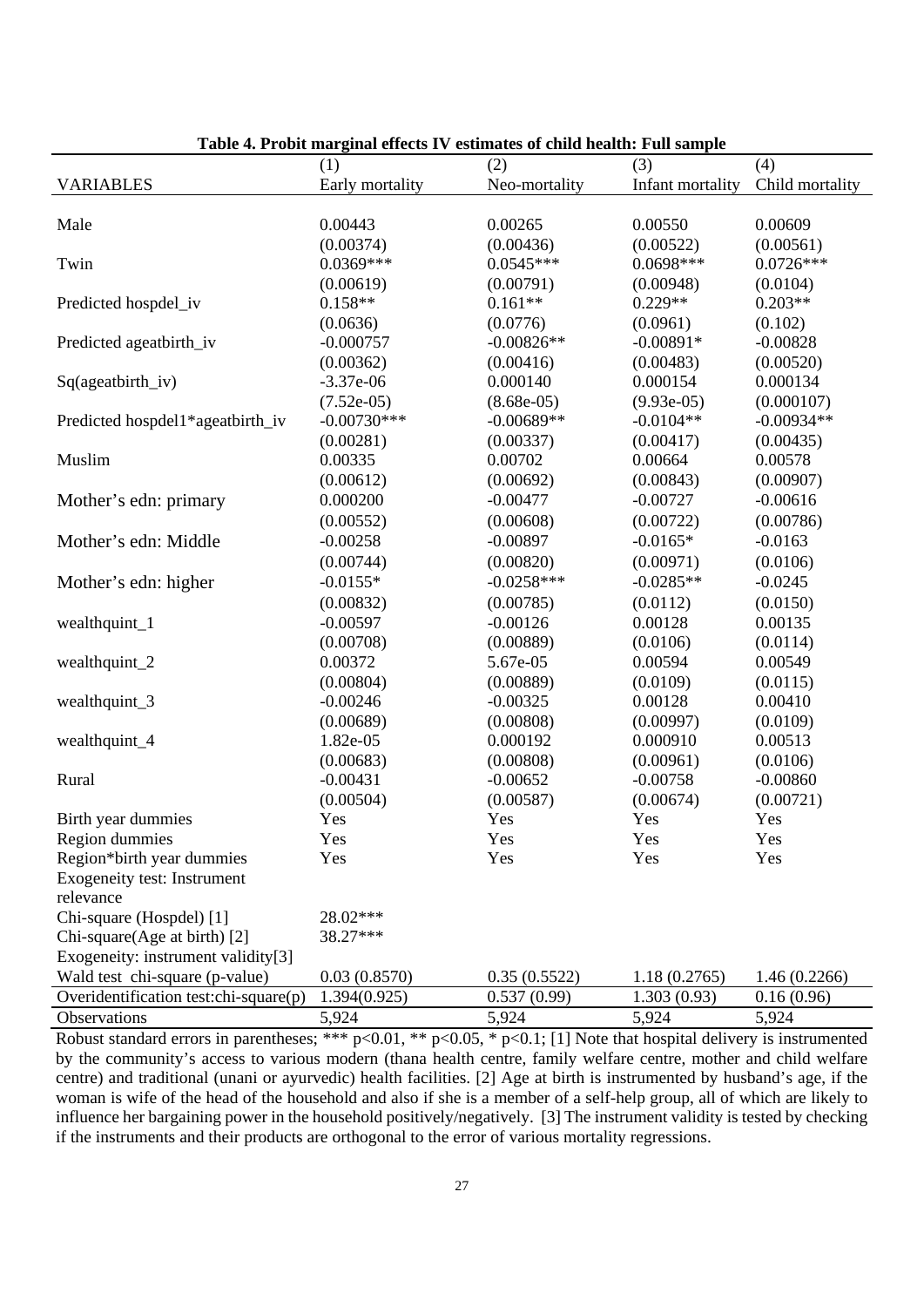**Table 4. Probit marginal effects IV estimates of child health: Full sample**

| VARIABLES | (1) Early mortality | (2) Neo-mortality | (3) Infant mortality | (4) Child mortality |
|---|---|---|---|---|
| Male | 0.00443 | 0.00265 | 0.00550 | 0.00609 |
| | (0.00374) | (0.00436) | (0.00522) | (0.00561) |
| Twin | 0.0369*** | 0.0545*** | 0.0698*** | 0.0726*** |
| | (0.00619) | (0.00791) | (0.00948) | (0.0104) |
| Predicted hospdel_iv | 0.158** | 0.161** | 0.229** | 0.203** |
| | (0.0636) | (0.0776) | (0.0961) | (0.102) |
| Predicted ageatbirth_iv | -0.000757 | -0.00826** | -0.00891* | -0.00828 |
| | (0.00362) | (0.00416) | (0.00483) | (0.00520) |
| Sq(ageatbirth_iv) | -3.37e-06 | 0.000140 | 0.000154 | 0.000134 |
| | (7.52e-05) | (8.68e-05) | (9.93e-05) | (0.000107) |
| Predicted hospdel1*ageatbirth_iv | -0.00730*** | -0.00689** | -0.0104** | -0.00934** |
| | (0.00281) | (0.00337) | (0.00417) | (0.00435) |
| Muslim | 0.00335 | 0.00702 | 0.00664 | 0.00578 |
| | (0.00612) | (0.00692) | (0.00843) | (0.00907) |
| Mother's edn: primary | 0.000200 | -0.00477 | -0.00727 | -0.00616 |
| | (0.00552) | (0.00608) | (0.00722) | (0.00786) |
| Mother's edn: Middle | -0.00258 | -0.00897 | -0.0165* | -0.0163 |
| | (0.00744) | (0.00820) | (0.00971) | (0.0106) |
| Mother's edn: higher | -0.0155* | -0.0258*** | -0.0285** | -0.0245 |
| | (0.00832) | (0.00785) | (0.0112) | (0.0150) |
| wealthquint_1 | -0.00597 | -0.00126 | 0.00128 | 0.00135 |
| | (0.00708) | (0.00889) | (0.0106) | (0.0114) |
| wealthquint_2 | 0.00372 | 5.67e-05 | 0.00594 | 0.00549 |
| | (0.00804) | (0.00889) | (0.0109) | (0.0115) |
| wealthquint_3 | -0.00246 | -0.00325 | 0.00128 | 0.00410 |
| | (0.00689) | (0.00808) | (0.00997) | (0.0109) |
| wealthquint_4 | 1.82e-05 | 0.000192 | 0.000910 | 0.00513 |
| | (0.00683) | (0.00808) | (0.00961) | (0.0106) |
| Rural | -0.00431 | -0.00652 | -0.00758 | -0.00860 |
| | (0.00504) | (0.00587) | (0.00674) | (0.00721) |
| Birth year dummies | Yes | Yes | Yes | Yes |
| Region dummies | Yes | Yes | Yes | Yes |
| Region*birth year dummies | Yes | Yes | Yes | Yes |
| Exogeneity test: Instrument relevance | | | | |
| Chi-square (Hospdel) [1] | 28.02*** | | | |
| Chi-square(Age at birth) [2] | 38.27*** | | | |
| Exogeneity: instrument validity[3] | | | | |
| Wald test chi-square (p-value) | 0.03 (0.8570) | 0.35 (0.5522) | 1.18 (0.2765) | 1.46 (0.2266) |
| Overidentification test:chi-square(p) | 1.394(0.925) | 0.537 (0.99) | 1.303 (0.93) | 0.16 (0.96) |
| Observations | 5,924 | 5,924 | 5,924 | 5,924 |

Robust standard errors in parentheses; *** p<0.01, ** p<0.05, * p<0.1; [1] Note that hospital delivery is instrumented by the community's access to various modern (thana health centre, family welfare centre, mother and child welfare centre) and traditional (unani or ayurvedic) health facilities. [2] Age at birth is instrumented by husband's age, if the woman is wife of the head of the household and also if she is a member of a self-help group, all of which are likely to influence her bargaining power in the household positively/negatively. [3] The instrument validity is tested by checking if the instruments and their products are orthogonal to the error of various mortality regressions.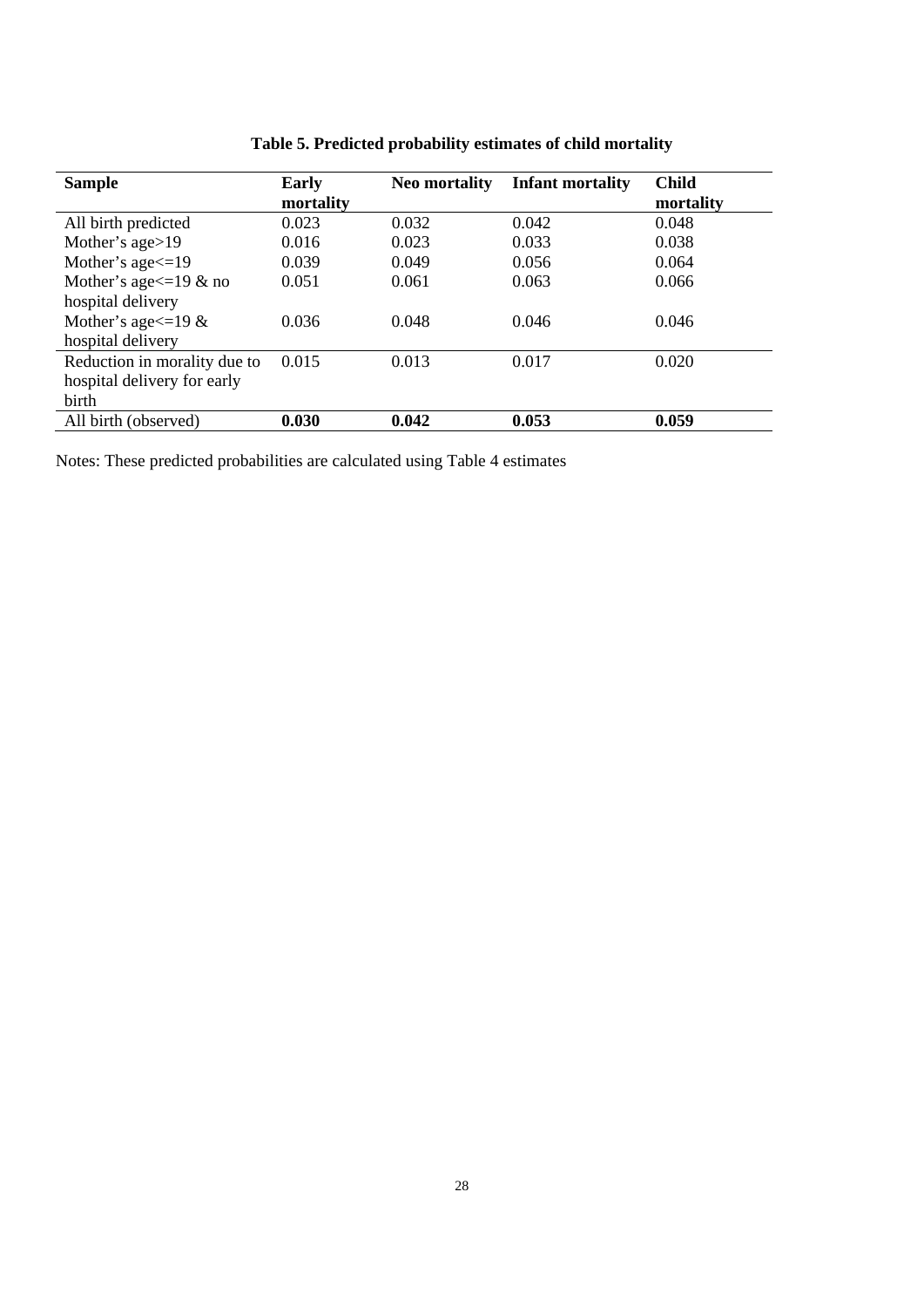**Table 5. Predicted probability estimates of child mortality**

| Sample | Early mortality | Neo mortality | Infant mortality | Child mortality |
|---|---|---|---|---|
| All birth predicted | 0.023 | 0.032 | 0.042 | 0.048 |
| Mother's age>19 | 0.016 | 0.023 | 0.033 | 0.038 |
| Mother's age<=19 | 0.039 | 0.049 | 0.056 | 0.064 |
| Mother's age<=19 & no hospital delivery | 0.051 | 0.061 | 0.063 | 0.066 |
| Mother's age<=19 & hospital delivery | 0.036 | 0.048 | 0.046 | 0.046 |
| Reduction in morality due to hospital delivery for early birth | 0.015 | 0.013 | 0.017 | 0.020 |
| All birth (observed) | **0.030** | **0.042** | **0.053** | **0.059** |

Notes: These predicted probabilities are calculated using Table 4 estimates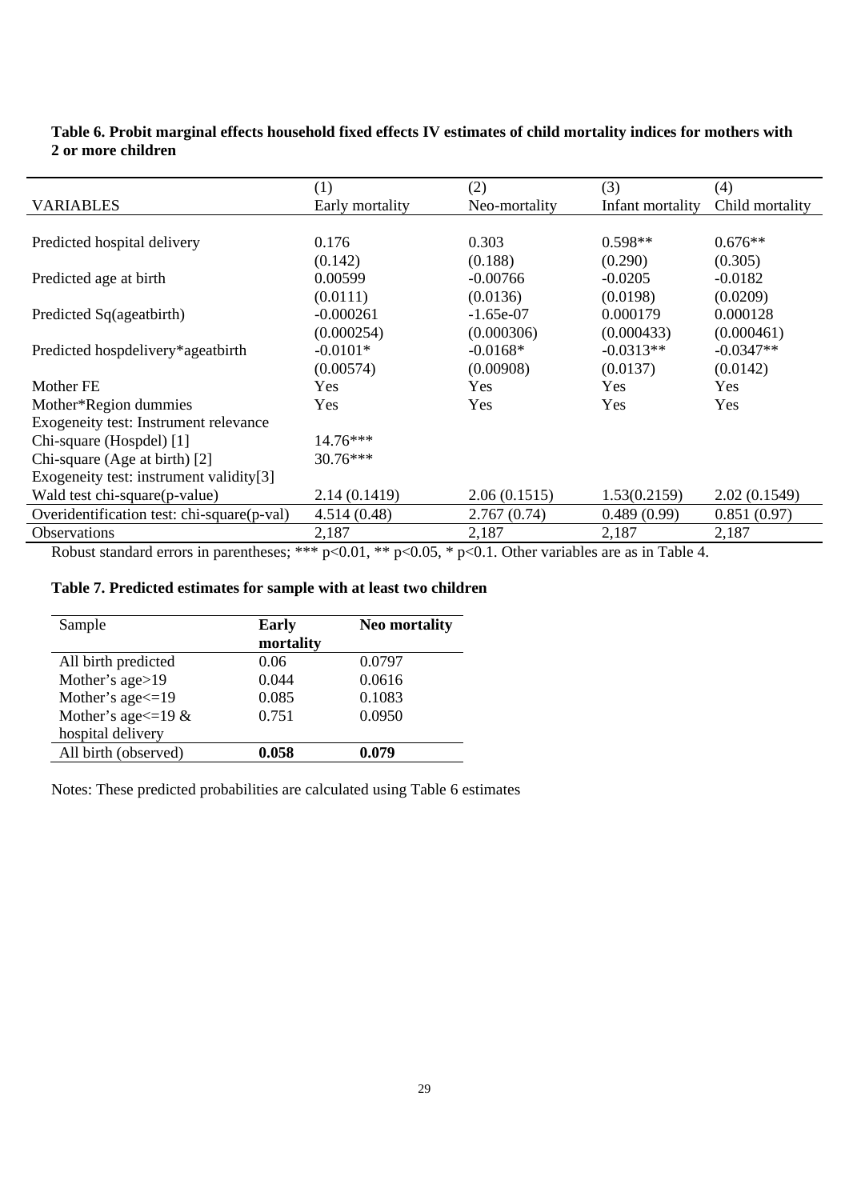**Table 6. Probit marginal effects household fixed effects IV estimates of child mortality indices for mothers with 2 or more children**

| VARIABLES | (1)<br>Early mortality | (2)<br>Neo-mortality | (3)<br>Infant mortality | (4)<br>Child mortality |
|---|---|---|---|---|
| Predicted hospital delivery | 0.176 | 0.303 | 0.598** | 0.676** |
| | (0.142) | (0.188) | (0.290) | (0.305) |
| Predicted age at birth | 0.00599 | -0.00766 | -0.0205 | -0.0182 |
| | (0.0111) | (0.0136) | (0.0198) | (0.0209) |
| Predicted Sq(ageatbirth) | -0.000261 | -1.65e-07 | 0.000179 | 0.000128 |
| | (0.000254) | (0.000306) | (0.000433) | (0.000461) |
| Predicted hospdelivery*ageatbirth | -0.0101* | -0.0168* | -0.0313** | -0.0347** |
| | (0.00574) | (0.00908) | (0.0137) | (0.0142) |
| Mother FE | Yes | Yes | Yes | Yes |
| Mother*Region dummies | Yes | Yes | Yes | Yes |
| Exogeneity test: Instrument relevance | | | | |
| Chi-square (Hospdel) [1] | 14.76*** | | | |
| Chi-square (Age at birth) [2] | 30.76*** | | | |
| Exogeneity test: instrument validity[3] | | | | |
| Wald test chi-square(p-value) | 2.14 (0.1419) | 2.06 (0.1515) | 1.53(0.2159) | 2.02 (0.1549) |
| Overidentification test: chi-square(p-val) | 4.514 (0.48) | 2.767 (0.74) | 0.489 (0.99) | 0.851 (0.97) |
| Observations | 2,187 | 2,187 | 2,187 | 2,187 |

Robust standard errors in parentheses; *** p<0.01, ** p<0.05, * p<0.1. Other variables are as in Table 4.

**Table 7. Predicted estimates for sample with at least two children**

| Sample | **Early mortality** | **Neo mortality** |
|---|---|---|
| All birth predicted | 0.06 | 0.0797 |
| Mother's age>19 | 0.044 | 0.0616 |
| Mother's age<=19 | 0.085 | 0.1083 |
| Mother's age<=19 & hospital delivery | 0.751 | 0.0950 |
| All birth (observed) | **0.058** | **0.079** |

Notes: These predicted probabilities are calculated using Table 6 estimates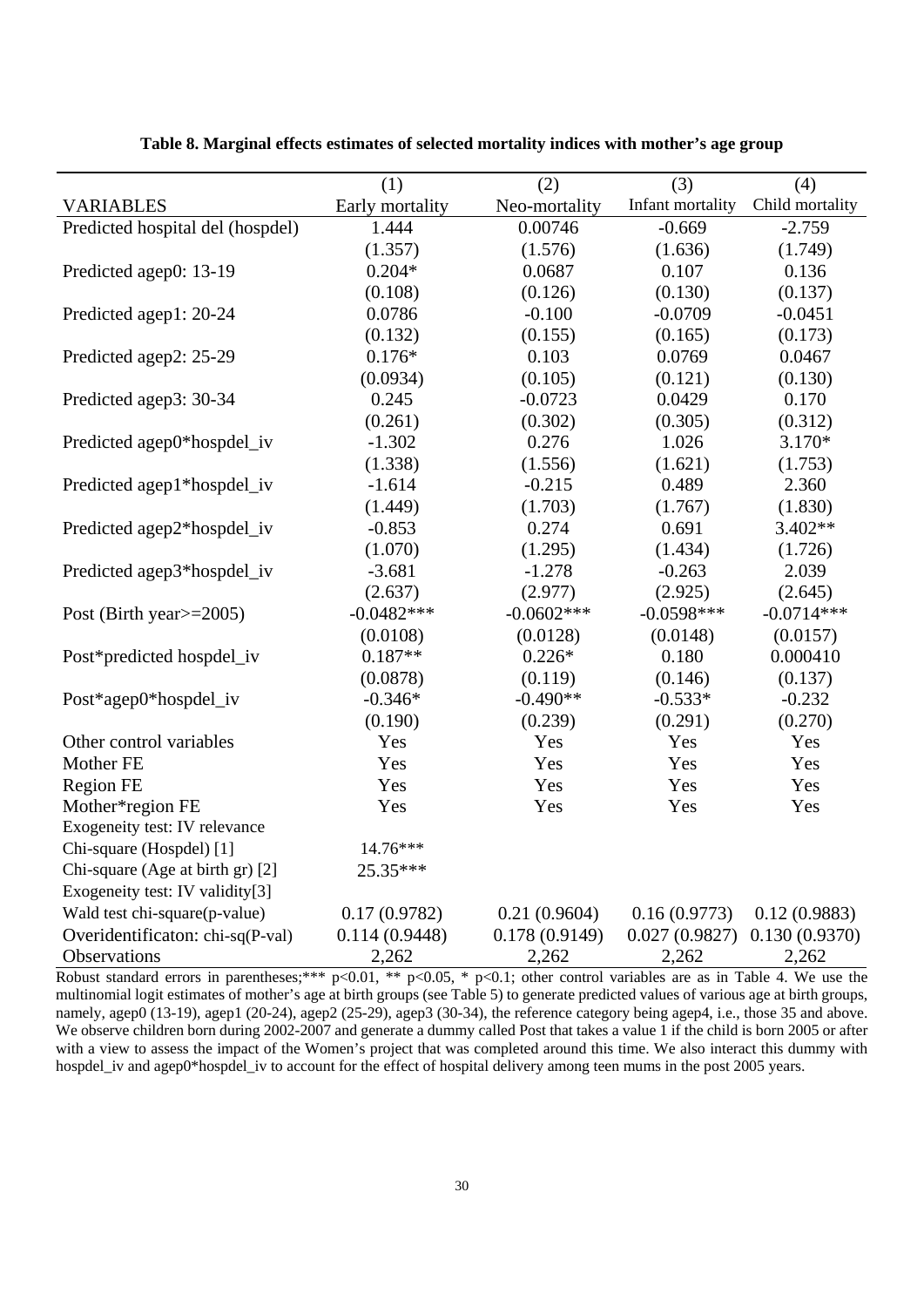**Table 8. Marginal effects estimates of selected mortality indices with mother's age group**

| VARIABLES | (1) Early mortality | (2) Neo-mortality | (3) Infant mortality | (4) Child mortality |
|---|---|---|---|---|
| Predicted hospital del (hospdel) | 1.444 | 0.00746 | -0.669 | -2.759 |
| | (1.357) | (1.576) | (1.636) | (1.749) |
| Predicted agep0: 13-19 | 0.204* | 0.0687 | 0.107 | 0.136 |
| | (0.108) | (0.126) | (0.130) | (0.137) |
| Predicted agep1: 20-24 | 0.0786 | -0.100 | -0.0709 | -0.0451 |
| | (0.132) | (0.155) | (0.165) | (0.173) |
| Predicted agep2: 25-29 | 0.176* | 0.103 | 0.0769 | 0.0467 |
| | (0.0934) | (0.105) | (0.121) | (0.130) |
| Predicted agep3: 30-34 | 0.245 | -0.0723 | 0.0429 | 0.170 |
| | (0.261) | (0.302) | (0.305) | (0.312) |
| Predicted agep0*hospdel_iv | -1.302 | 0.276 | 1.026 | 3.170* |
| | (1.338) | (1.556) | (1.621) | (1.753) |
| Predicted agep1*hospdel_iv | -1.614 | -0.215 | 0.489 | 2.360 |
| | (1.449) | (1.703) | (1.767) | (1.830) |
| Predicted agep2*hospdel_iv | -0.853 | 0.274 | 0.691 | 3.402** |
| | (1.070) | (1.295) | (1.434) | (1.726) |
| Predicted agep3*hospdel_iv | -3.681 | -1.278 | -0.263 | 2.039 |
| | (2.637) | (2.977) | (2.925) | (2.645) |
| Post (Birth year>=2005) | -0.0482*** | -0.0602*** | -0.0598*** | -0.0714*** |
| | (0.0108) | (0.0128) | (0.0148) | (0.0157) |
| Post*predicted hospdel_iv | 0.187** | 0.226* | 0.180 | 0.000410 |
| | (0.0878) | (0.119) | (0.146) | (0.137) |
| Post*agep0*hospdel_iv | -0.346* | -0.490** | -0.533* | -0.232 |
| | (0.190) | (0.239) | (0.291) | (0.270) |
| Other control variables | Yes | Yes | Yes | Yes |
| Mother FE | Yes | Yes | Yes | Yes |
| Region FE | Yes | Yes | Yes | Yes |
| Mother*region FE | Yes | Yes | Yes | Yes |
| Exogeneity test: IV relevance | | | | |
| Chi-square (Hospdel) [1] | 14.76*** | | | |
| Chi-square (Age at birth gr) [2] | 25.35*** | | | |
| Exogeneity test: IV validity[3] | | | | |
| Wald test chi-square(p-value) | 0.17 (0.9782) | 0.21 (0.9604) | 0.16 (0.9773) | 0.12 (0.9883) |
| Overidentificaton: chi-sq(P-val) | 0.114 (0.9448) | 0.178 (0.9149) | 0.027 (0.9827) | 0.130 (0.9370) |
| Observations | 2,262 | 2,262 | 2,262 | 2,262 |

Robust standard errors in parentheses;*** p<0.01, ** p<0.05, * p<0.1; other control variables are as in Table 4. We use the multinomial logit estimates of mother's age at birth groups (see Table 5) to generate predicted values of various age at birth groups, namely, agep0 (13-19), agep1 (20-24), agep2 (25-29), agep3 (30-34), the reference category being agep4, i.e., those 35 and above. We observe children born during 2002-2007 and generate a dummy called Post that takes a value 1 if the child is born 2005 or after with a view to assess the impact of the Women's project that was completed around this time. We also interact this dummy with hospdel_iv and agep0*hospdel_iv to account for the effect of hospital delivery among teen mums in the post 2005 years.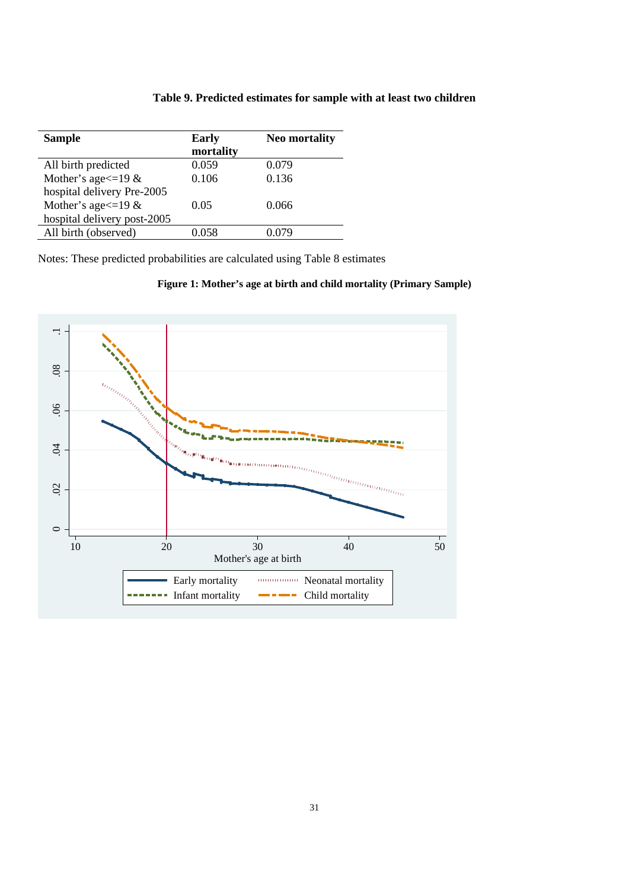**Table 9. Predicted estimates for sample with at least two children**

| Sample | Early mortality | Neo mortality |
|---|---|---|
| All birth predicted | 0.059 | 0.079 |
| Mother's age<=19 & hospital delivery Pre-2005 | 0.106 | 0.136 |
| Mother's age<=19 & hospital delivery post-2005 | 0.05 | 0.066 |
| All birth (observed) | 0.058 | 0.079 |

Notes: These predicted probabilities are calculated using Table 8 estimates

**Figure 1: Mother's age at birth and child mortality (Primary Sample)**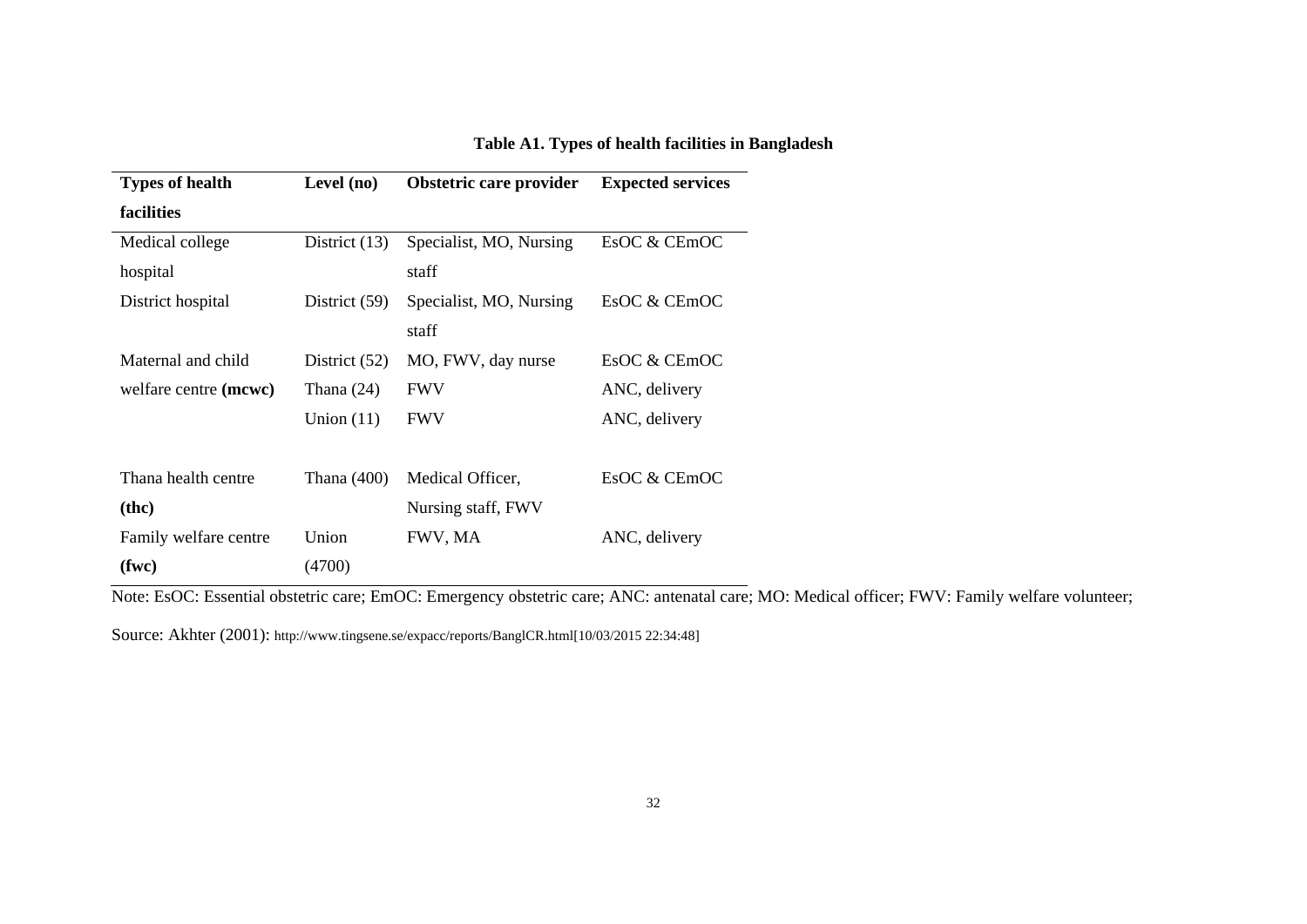**Table A1. Types of health facilities in Bangladesh**

| Types of health facilities | Level (no) | Obstetric care provider | Expected services |
|---|---|---|---|
| Medical college hospital | District (13) | Specialist, MO, Nursing staff | EsOC & CEmOC |
| District hospital | District (59) | Specialist, MO, Nursing staff | EsOC & CEmOC |
| Maternal and child welfare centre **(mcwc)** | District (52) | MO, FWV, day nurse | EsOC & CEmOC |
| | Thana (24) | FWV | ANC, delivery |
| | Union (11) | FWV | ANC, delivery |
| Thana health centre **(thc)** | Thana (400) | Medical Officer, Nursing staff, FWV | EsOC & CEmOC |
| Family welfare centre **(fwc)** | Union (4700) | FWV, MA | ANC, delivery |

Note: EsOC: Essential obstetric care; EmOC: Emergency obstetric care; ANC: antenatal care; MO: Medical officer; FWV: Family welfare volunteer;

Source: Akhter (2001): http://www.tingsene.se/expacc/reports/BanglCR.html[10/03/2015 22:34:48]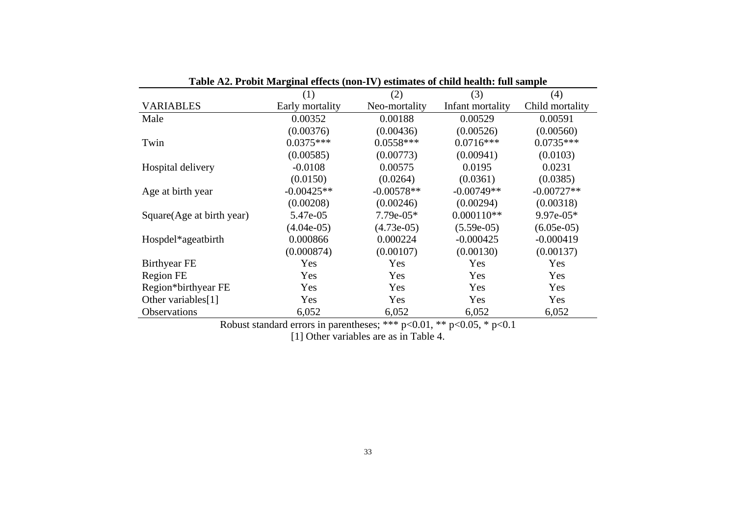**Table A2. Probit Marginal effects (non-IV) estimates of child health: full sample**

| | (1) | (2) | (3) | (4) |
|---|---|---|---|---|
| VARIABLES | Early mortality | Neo-mortality | Infant mortality | Child mortality |
| Male | 0.00352 | 0.00188 | 0.00529 | 0.00591 |
| | (0.00376) | (0.00436) | (0.00526) | (0.00560) |
| Twin | 0.0375*** | 0.0558*** | 0.0716*** | 0.0735*** |
| | (0.00585) | (0.00773) | (0.00941) | (0.0103) |
| Hospital delivery | -0.0108 | 0.00575 | 0.0195 | 0.0231 |
| | (0.0150) | (0.0264) | (0.0361) | (0.0385) |
| Age at birth year | -0.00425** | -0.00578** | -0.00749** | -0.00727** |
| | (0.00208) | (0.00246) | (0.00294) | (0.00318) |
| Square(Age at birth year) | 5.47e-05 | 7.79e-05* | 0.000110** | 9.97e-05* |
| | (4.04e-05) | (4.73e-05) | (5.59e-05) | (6.05e-05) |
| Hospdel*ageatbirth | 0.000866 | 0.000224 | -0.000425 | -0.000419 |
| | (0.000874) | (0.00107) | (0.00130) | (0.00137) |
| Birthyear FE | Yes | Yes | Yes | Yes |
| Region FE | Yes | Yes | Yes | Yes |
| Region*birthyear FE | Yes | Yes | Yes | Yes |
| Other variables[1] | Yes | Yes | Yes | Yes |
| Observations | 6,052 | 6,052 | 6,052 | 6,052 |

Robust standard errors in parentheses; *** $p<0.01$, ** $p<0.05$, * $p<0.1$

[1] Other variables are as in Table 4.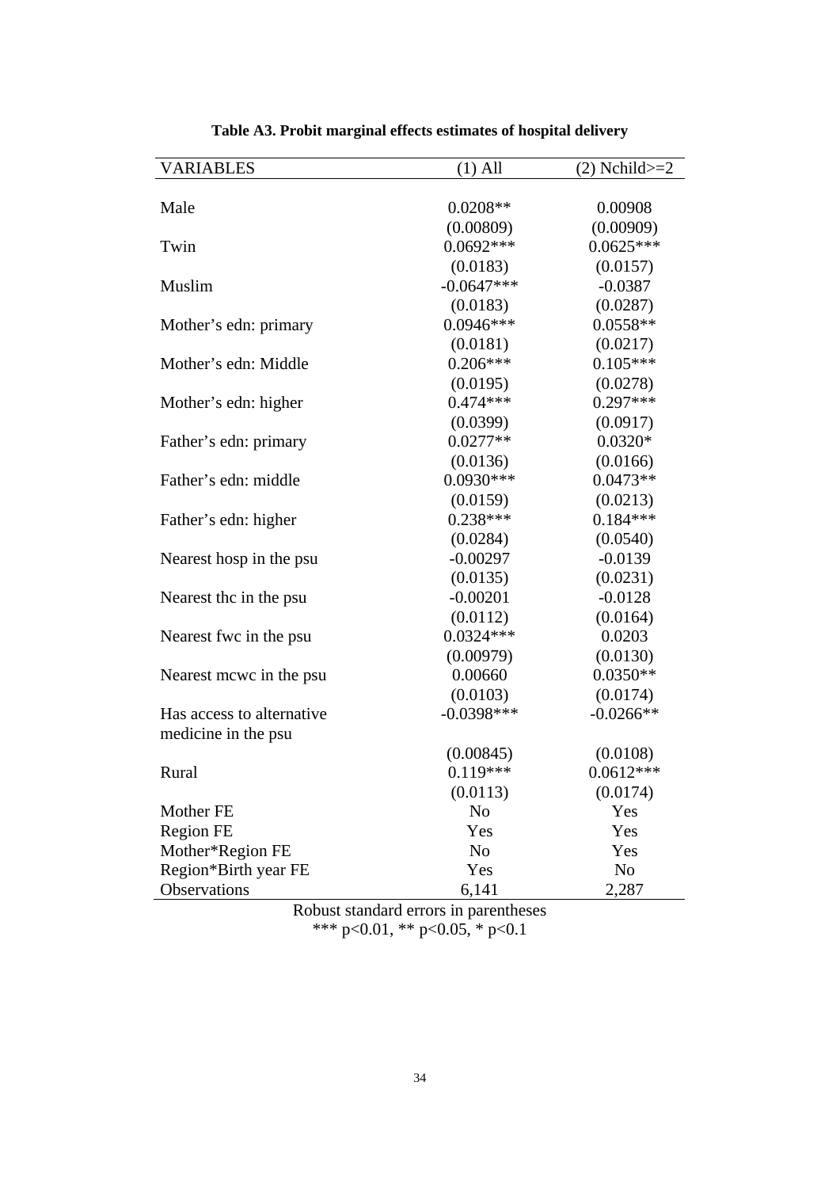**Table A3. Probit marginal effects estimates of hospital delivery**

| VARIABLES | (1) All | (2) Nchild>=2 |
|---|---|---|
| Male | 0.0208** | 0.00908 |
| | (0.00809) | (0.00909) |
| Twin | 0.0692*** | 0.0625*** |
| | (0.0183) | (0.0157) |
| Muslim | -0.0647*** | -0.0387 |
| | (0.0183) | (0.0287) |
| Mother's edn: primary | 0.0946*** | 0.0558** |
| | (0.0181) | (0.0217) |
| Mother's edn: Middle | 0.206*** | 0.105*** |
| | (0.0195) | (0.0278) |
| Mother's edn: higher | 0.474*** | 0.297*** |
| | (0.0399) | (0.0917) |
| Father's edn: primary | 0.0277** | 0.0320* |
| | (0.0136) | (0.0166) |
| Father's edn: middle | 0.0930*** | 0.0473** |
| | (0.0159) | (0.0213) |
| Father's edn: higher | 0.238*** | 0.184*** |
| | (0.0284) | (0.0540) |
| Nearest hosp in the psu | -0.00297 | -0.0139 |
| | (0.0135) | (0.0231) |
| Nearest thc in the psu | -0.00201 | -0.0128 |
| | (0.0112) | (0.0164) |
| Nearest fwc in the psu | 0.0324*** | 0.0203 |
| | (0.00979) | (0.0130) |
| Nearest mcwc in the psu | 0.00660 | 0.0350** |
| | (0.0103) | (0.0174) |
| Has access to alternative medicine in the psu | -0.0398*** | -0.0266** |
| | (0.00845) | (0.0108) |
| Rural | 0.119*** | 0.0612*** |
| | (0.0113) | (0.0174) |
| Mother FE | No | Yes |
| Region FE | Yes | Yes |
| Mother*Region FE | No | Yes |
| Region*Birth year FE | Yes | No |
| Observations | 6,141 | 2,287 |

Robust standard errors in parentheses
*** p<0.01, ** p<0.05, * p<0.1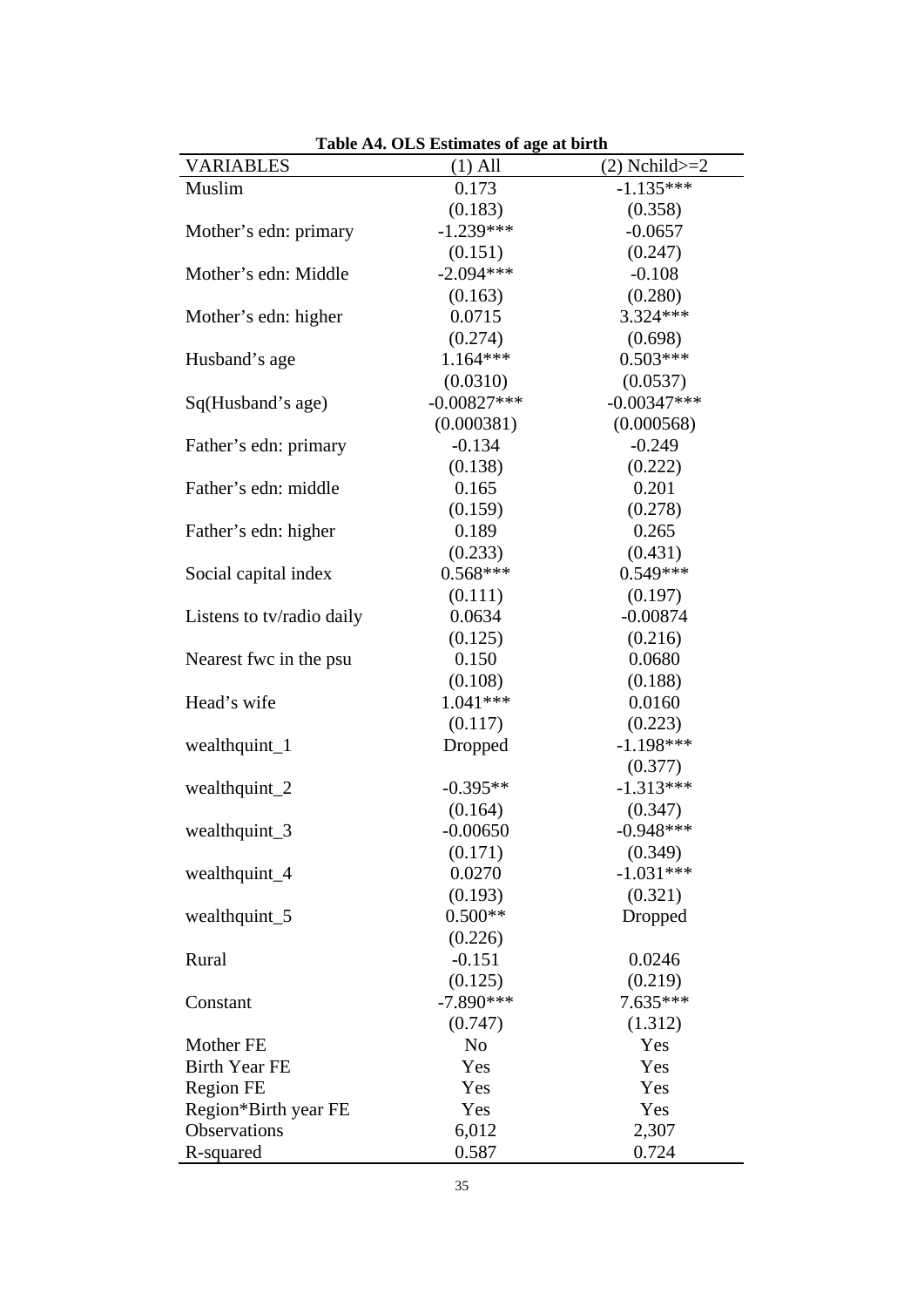**Table A4. OLS Estimates of age at birth**

| VARIABLES | (1) All | (2) Nchild>=2 |
|---|---|---|
| Muslim | 0.173 | -1.135*** |
| | (0.183) | (0.358) |
| Mother’s edn: primary | -1.239*** | -0.0657 |
| | (0.151) | (0.247) |
| Mother’s edn: Middle | -2.094*** | -0.108 |
| | (0.163) | (0.280) |
| Mother’s edn: higher | 0.0715 | 3.324*** |
| | (0.274) | (0.698) |
| Husband’s age | 1.164*** | 0.503*** |
| | (0.0310) | (0.0537) |
| Sq(Husband’s age) | -0.00827*** | -0.00347*** |
| | (0.000381) | (0.000568) |
| Father’s edn: primary | -0.134 | -0.249 |
| | (0.138) | (0.222) |
| Father’s edn: middle | 0.165 | 0.201 |
| | (0.159) | (0.278) |
| Father’s edn: higher | 0.189 | 0.265 |
| | (0.233) | (0.431) |
| Social capital index | 0.568*** | 0.549*** |
| | (0.111) | (0.197) |
| Listens to tv/radio daily | 0.0634 | -0.00874 |
| | (0.125) | (0.216) |
| Nearest fwc in the psu | 0.150 | 0.0680 |
| | (0.108) | (0.188) |
| Head’s wife | 1.041*** | 0.0160 |
| | (0.117) | (0.223) |
| wealthquint_1 | Dropped | -1.198*** |
| | | (0.377) |
| wealthquint_2 | -0.395** | -1.313*** |
| | (0.164) | (0.347) |
| wealthquint_3 | -0.00650 | -0.948*** |
| | (0.171) | (0.349) |
| wealthquint_4 | 0.0270 | -1.031*** |
| | (0.193) | (0.321) |
| wealthquint_5 | 0.500** | Dropped |
| | (0.226) | |
| Rural | -0.151 | 0.0246 |
| | (0.125) | (0.219) |
| Constant | -7.890*** | 7.635*** |
| | (0.747) | (1.312) |
| Mother FE | No | Yes |
| Birth Year FE | Yes | Yes |
| Region FE | Yes | Yes |
| Region*Birth year FE | Yes | Yes |
| Observations | 6,012 | 2,307 |
| R-squared | 0.587 | 0.724 |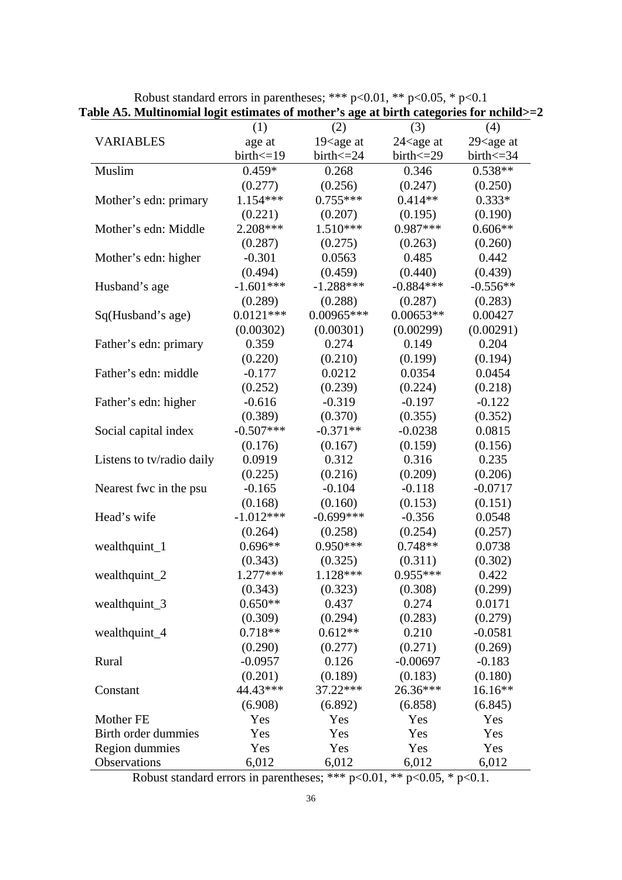Robust standard errors in parentheses; *** p<0.01, ** p<0.05, * p<0.1

**Table A5. Multinomial logit estimates of mother's age at birth categories for nchild>=2**

| VARIABLES | (1)<br>age at birth<=19 | (2)<br>19<age at birth<=24 | (3)<br>24<age at birth<=29 | (4)<br>29<age at birth<=34 |
|---|---|---|---|---|
| Muslim | 0.459* | 0.268 | 0.346 | 0.538** |
| | (0.277) | (0.256) | (0.247) | (0.250) |
| Mother's edn: primary | 1.154*** | 0.755*** | 0.414** | 0.333* |
| | (0.221) | (0.207) | (0.195) | (0.190) |
| Mother's edn: Middle | 2.208*** | 1.510*** | 0.987*** | 0.606** |
| | (0.287) | (0.275) | (0.263) | (0.260) |
| Mother's edn: higher | -0.301 | 0.0563 | 0.485 | 0.442 |
| | (0.494) | (0.459) | (0.440) | (0.439) |
| Husband's age | -1.601*** | -1.288*** | -0.884*** | -0.556** |
| | (0.289) | (0.288) | (0.287) | (0.283) |
| Sq(Husband's age) | 0.0121*** | 0.00965*** | 0.00653** | 0.00427 |
| | (0.00302) | (0.00301) | (0.00299) | (0.00291) |
| Father's edn: primary | 0.359 | 0.274 | 0.149 | 0.204 |
| | (0.220) | (0.210) | (0.199) | (0.194) |
| Father's edn: middle | -0.177 | 0.0212 | 0.0354 | 0.0454 |
| | (0.252) | (0.239) | (0.224) | (0.218) |
| Father's edn: higher | -0.616 | -0.319 | -0.197 | -0.122 |
| | (0.389) | (0.370) | (0.355) | (0.352) |
| Social capital index | -0.507*** | -0.371** | -0.0238 | 0.0815 |
| | (0.176) | (0.167) | (0.159) | (0.156) |
| Listens to tv/radio daily | 0.0919 | 0.312 | 0.316 | 0.235 |
| | (0.225) | (0.216) | (0.209) | (0.206) |
| Nearest fwc in the psu | -0.165 | -0.104 | -0.118 | -0.0717 |
| | (0.168) | (0.160) | (0.153) | (0.151) |
| Head's wife | -1.012*** | -0.699*** | -0.356 | 0.0548 |
| | (0.264) | (0.258) | (0.254) | (0.257) |
| wealthquint_1 | 0.696** | 0.950*** | 0.748** | 0.0738 |
| | (0.343) | (0.325) | (0.311) | (0.302) |
| wealthquint_2 | 1.277*** | 1.128*** | 0.955*** | 0.422 |
| | (0.343) | (0.323) | (0.308) | (0.299) |
| wealthquint_3 | 0.650** | 0.437 | 0.274 | 0.0171 |
| | (0.309) | (0.294) | (0.283) | (0.279) |
| wealthquint_4 | 0.718** | 0.612** | 0.210 | -0.0581 |
| | (0.290) | (0.277) | (0.271) | (0.269) |
| Rural | -0.0957 | 0.126 | -0.00697 | -0.183 |
| | (0.201) | (0.189) | (0.183) | (0.180) |
| Constant | 44.43*** | 37.22*** | 26.36*** | 16.16** |
| | (6.908) | (6.892) | (6.858) | (6.845) |
| Mother FE | Yes | Yes | Yes | Yes |
| Birth order dummies | Yes | Yes | Yes | Yes |
| Region dummies | Yes | Yes | Yes | Yes |
| Observations | 6,012 | 6,012 | 6,012 | 6,012 |

Robust standard errors in parentheses; *** p<0.01, ** p<0.05, * p<0.1.